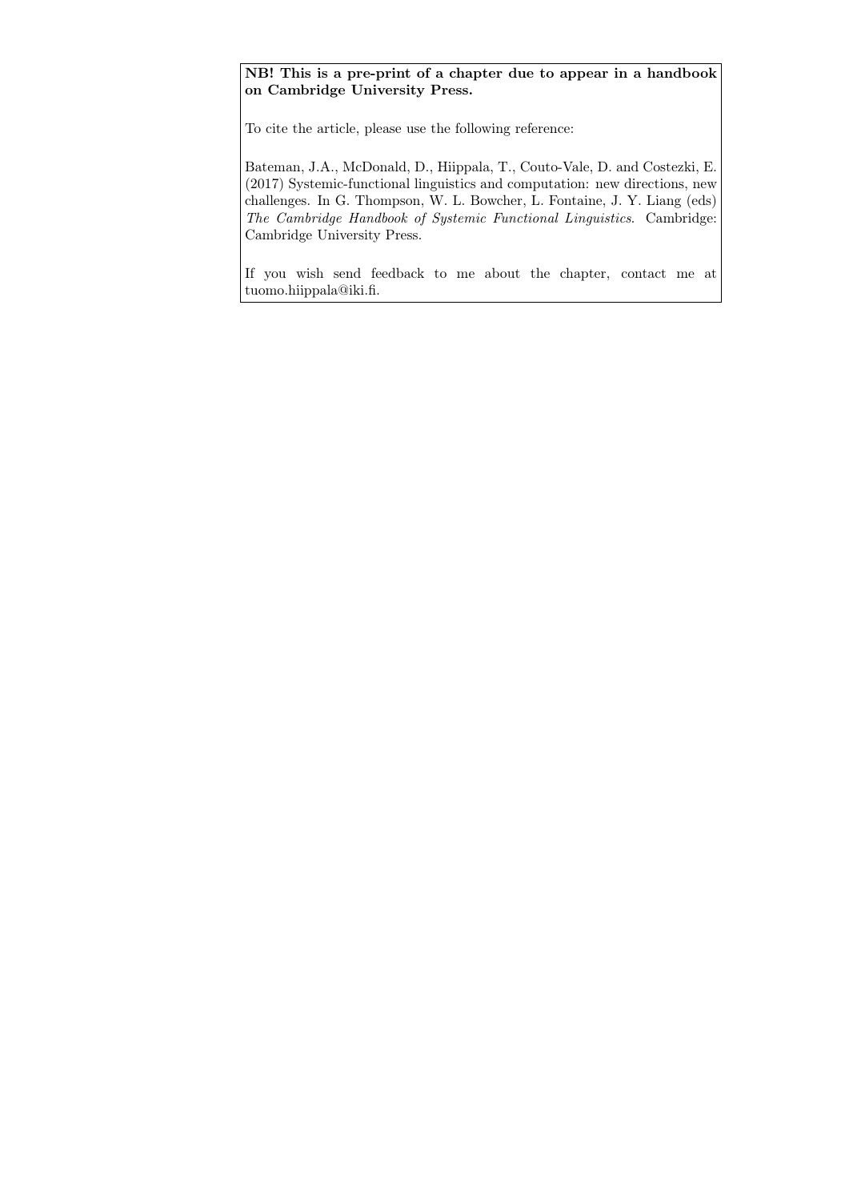**NB! This is a pre-print of a chapter due to appear in a handbook on Cambridge University Press.**

To cite the article, please use the following reference:

Bateman, J.A., McDonald, D., Hiippala, T., Couto-Vale, D. and Costezki, E. (2017) Systemic-functional linguistics and computation: new directions, new challenges. In G. Thompson, W. L. Bowcher, L. Fontaine, J. Y. Liang (eds) *The Cambridge Handbook of Systemic Functional Linguistics*. Cambridge: Cambridge University Press.

If you wish send feedback to me about the chapter, contact me at tuomo.hiippala@iki.fi.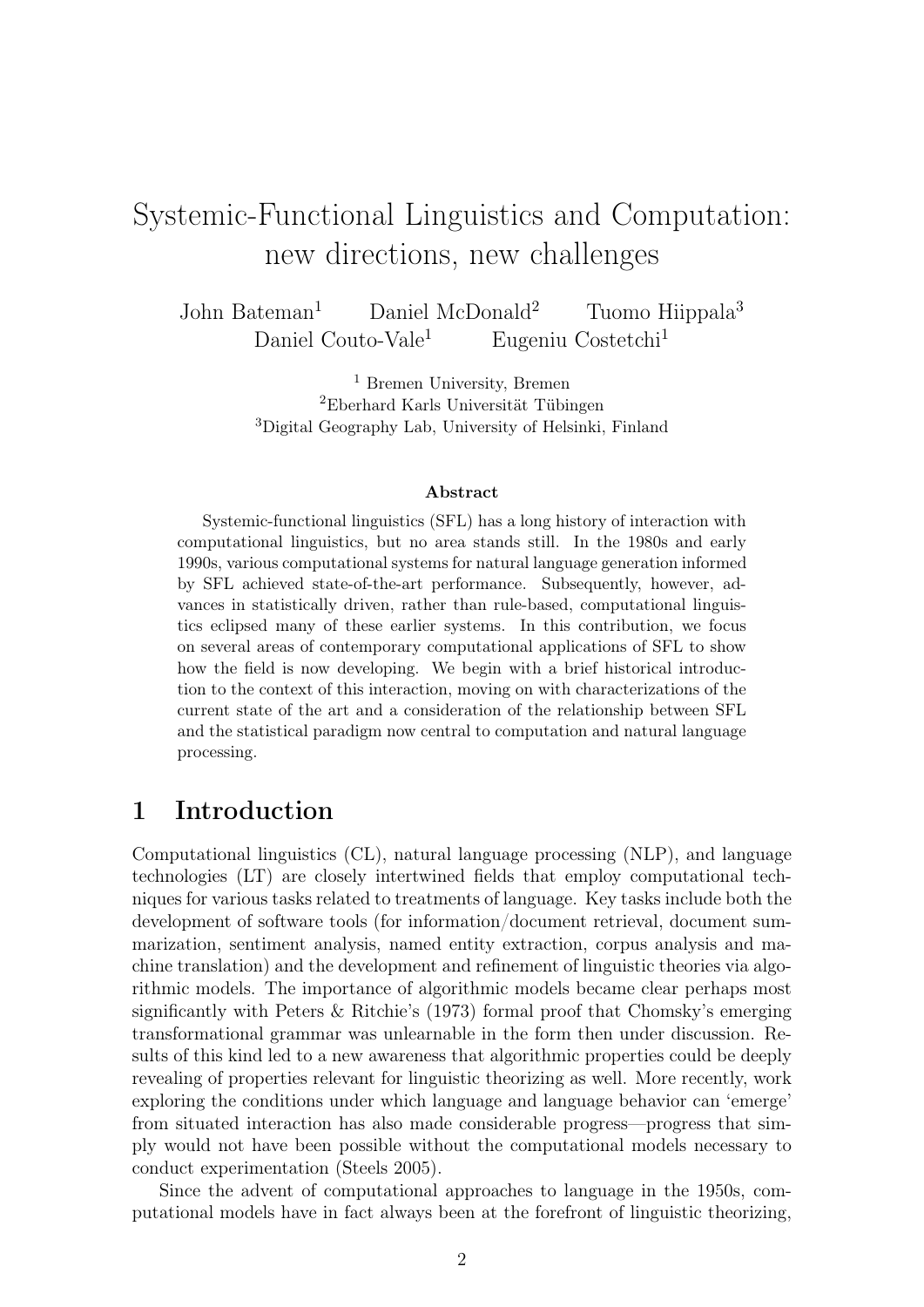# Systemic-Functional Linguistics and Computation: new directions, new challenges

John Bateman[1] Daniel McDonald[2] Tuomo Hiippala[3]
Daniel Couto-Vale[1] Eugeniu Costetchi[1]

[1] Bremen University, Bremen
[2]Eberhard Karls Universität Tübingen
[3]Digital Geography Lab, University of Helsinki, Finland

### Abstract

Systemic-functional linguistics (SFL) has a long history of interaction with computational linguistics, but no area stands still. In the 1980s and early 1990s, various computational systems for natural language generation informed by SFL achieved state-of-the-art performance. Subsequently, however, advances in statistically driven, rather than rule-based, computational linguistics eclipsed many of these earlier systems. In this contribution, we focus on several areas of contemporary computational applications of SFL to show how the field is now developing. We begin with a brief historical introduction to the context of this interaction, moving on with characterizations of the current state of the art and a consideration of the relationship between SFL and the statistical paradigm now central to computation and natural language processing.

## 1 Introduction

Computational linguistics (CL), natural language processing (NLP), and language technologies (LT) are closely intertwined fields that employ computational techniques for various tasks related to treatments of language. Key tasks include both the development of software tools (for information/document retrieval, document summarization, sentiment analysis, named entity extraction, corpus analysis and machine translation) and the development and refinement of linguistic theories via algorithmic models. The importance of algorithmic models became clear perhaps most significantly with Peters & Ritchie's (1973) formal proof that Chomsky's emerging transformational grammar was unlearnable in the form then under discussion. Results of this kind led to a new awareness that algorithmic properties could be deeply revealing of properties relevant for linguistic theorizing as well. More recently, work exploring the conditions under which language and language behavior can 'emerge' from situated interaction has also made considerable progress—progress that simply would not have been possible without the computational models necessary to conduct experimentation (Steels 2005).

Since the advent of computational approaches to language in the 1950s, computational models have in fact always been at the forefront of linguistic theorizing,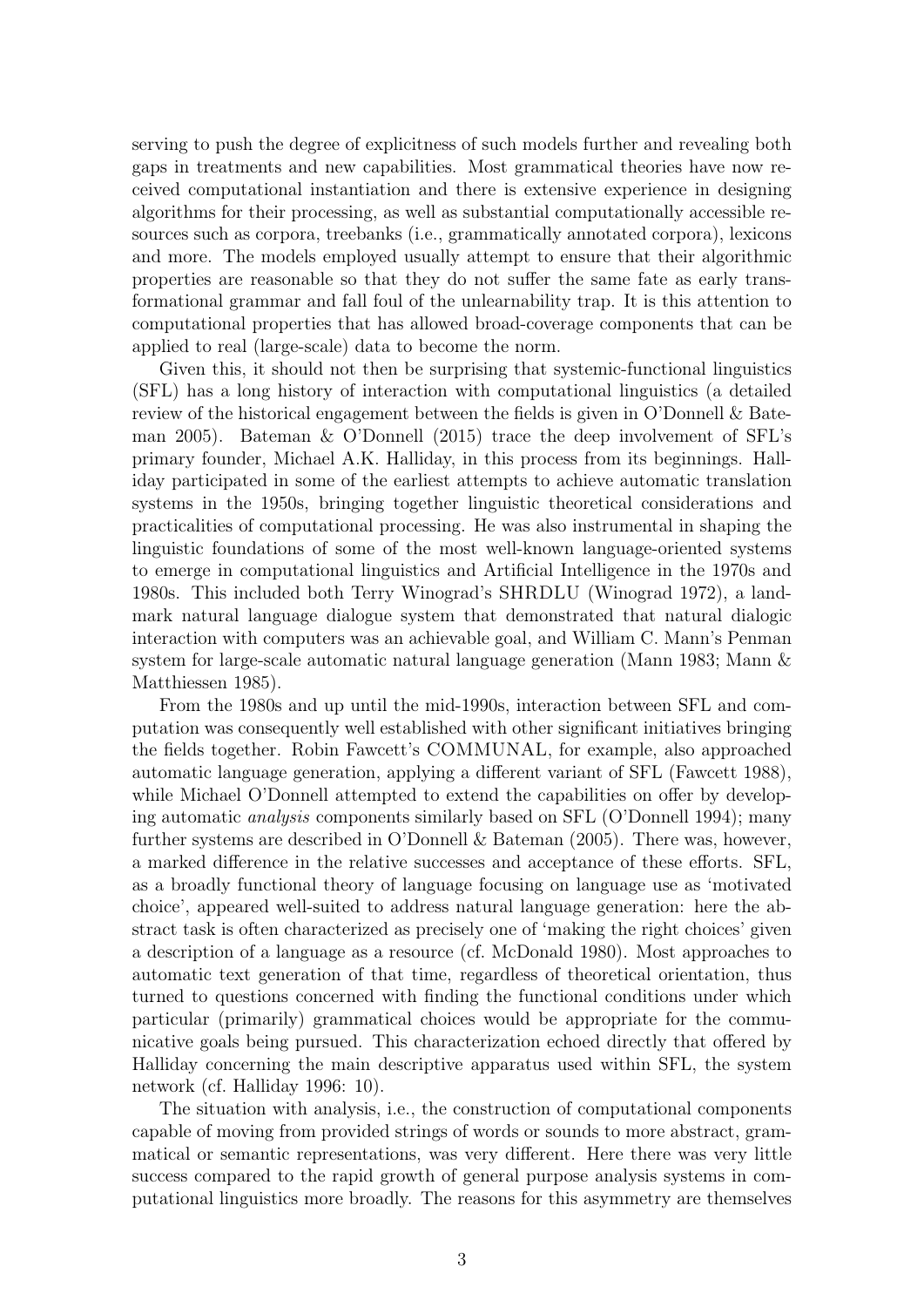serving to push the degree of explicitness of such models further and revealing both gaps in treatments and new capabilities. Most grammatical theories have now received computational instantiation and there is extensive experience in designing algorithms for their processing, as well as substantial computationally accessible resources such as corpora, treebanks (i.e., grammatically annotated corpora), lexicons and more. The models employed usually attempt to ensure that their algorithmic properties are reasonable so that they do not suffer the same fate as early transformational grammar and fall foul of the unlearnability trap. It is this attention to computational properties that has allowed broad-coverage components that can be applied to real (large-scale) data to become the norm.

Given this, it should not then be surprising that systemic-functional linguistics (SFL) has a long history of interaction with computational linguistics (a detailed review of the historical engagement between the fields is given in O'Donnell & Bateman 2005). Bateman & O'Donnell (2015) trace the deep involvement of SFL's primary founder, Michael A.K. Halliday, in this process from its beginnings. Halliday participated in some of the earliest attempts to achieve automatic translation systems in the 1950s, bringing together linguistic theoretical considerations and practicalities of computational processing. He was also instrumental in shaping the linguistic foundations of some of the most well-known language-oriented systems to emerge in computational linguistics and Artificial Intelligence in the 1970s and 1980s. This included both Terry Winograd's SHRDLU (Winograd 1972), a landmark natural language dialogue system that demonstrated that natural dialogic interaction with computers was an achievable goal, and William C. Mann's Penman system for large-scale automatic natural language generation (Mann 1983; Mann & Matthiessen 1985).

From the 1980s and up until the mid-1990s, interaction between SFL and computation was consequently well established with other significant initiatives bringing the fields together. Robin Fawcett's COMMUNAL, for example, also approached automatic language generation, applying a different variant of SFL (Fawcett 1988), while Michael O'Donnell attempted to extend the capabilities on offer by developing automatic *analysis* components similarly based on SFL (O'Donnell 1994); many further systems are described in O'Donnell & Bateman (2005). There was, however, a marked difference in the relative successes and acceptance of these efforts. SFL, as a broadly functional theory of language focusing on language use as 'motivated choice', appeared well-suited to address natural language generation: here the abstract task is often characterized as precisely one of 'making the right choices' given a description of a language as a resource (cf. McDonald 1980). Most approaches to automatic text generation of that time, regardless of theoretical orientation, thus turned to questions concerned with finding the functional conditions under which particular (primarily) grammatical choices would be appropriate for the communicative goals being pursued. This characterization echoed directly that offered by Halliday concerning the main descriptive apparatus used within SFL, the system network (cf. Halliday 1996: 10).

The situation with analysis, i.e., the construction of computational components capable of moving from provided strings of words or sounds to more abstract, grammatical or semantic representations, was very different. Here there was very little success compared to the rapid growth of general purpose analysis systems in computational linguistics more broadly. The reasons for this asymmetry are themselves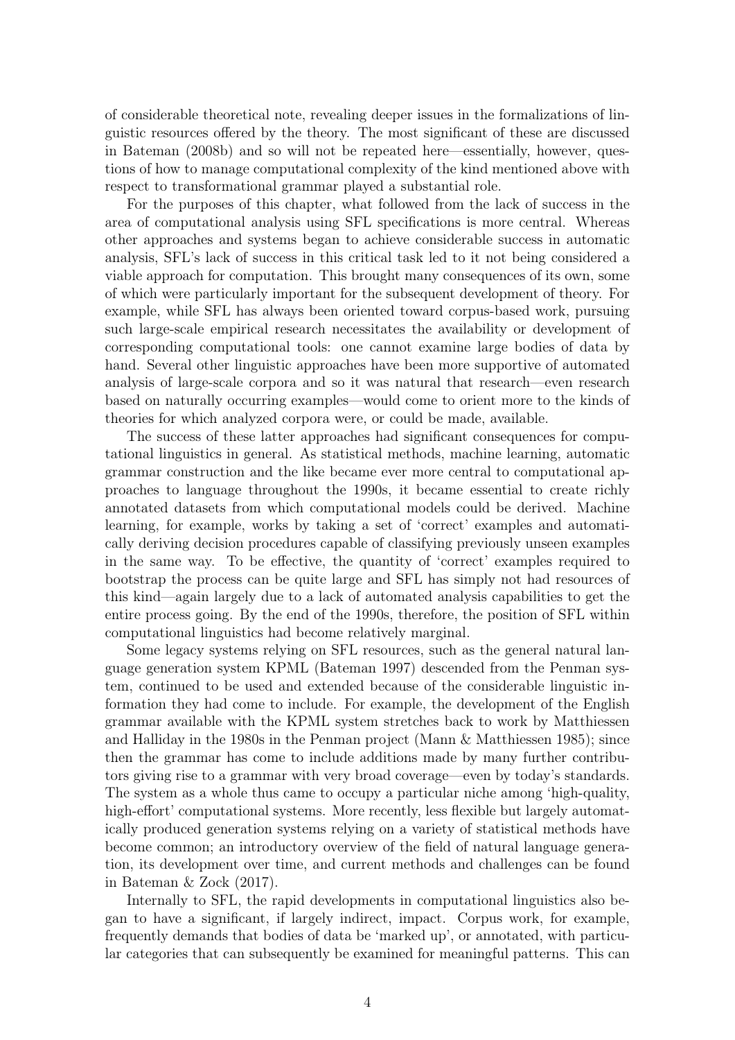of considerable theoretical note, revealing deeper issues in the formalizations of linguistic resources offered by the theory. The most significant of these are discussed in Bateman (2008b) and so will not be repeated here—essentially, however, questions of how to manage computational complexity of the kind mentioned above with respect to transformational grammar played a substantial role.

For the purposes of this chapter, what followed from the lack of success in the area of computational analysis using SFL specifications is more central. Whereas other approaches and systems began to achieve considerable success in automatic analysis, SFL's lack of success in this critical task led to it not being considered a viable approach for computation. This brought many consequences of its own, some of which were particularly important for the subsequent development of theory. For example, while SFL has always been oriented toward corpus-based work, pursuing such large-scale empirical research necessitates the availability or development of corresponding computational tools: one cannot examine large bodies of data by hand. Several other linguistic approaches have been more supportive of automated analysis of large-scale corpora and so it was natural that research—even research based on naturally occurring examples—would come to orient more to the kinds of theories for which analyzed corpora were, or could be made, available.

The success of these latter approaches had significant consequences for computational linguistics in general. As statistical methods, machine learning, automatic grammar construction and the like became ever more central to computational approaches to language throughout the 1990s, it became essential to create richly annotated datasets from which computational models could be derived. Machine learning, for example, works by taking a set of 'correct' examples and automatically deriving decision procedures capable of classifying previously unseen examples in the same way. To be effective, the quantity of 'correct' examples required to bootstrap the process can be quite large and SFL has simply not had resources of this kind—again largely due to a lack of automated analysis capabilities to get the entire process going. By the end of the 1990s, therefore, the position of SFL within computational linguistics had become relatively marginal.

Some legacy systems relying on SFL resources, such as the general natural language generation system KPML (Bateman 1997) descended from the Penman system, continued to be used and extended because of the considerable linguistic information they had come to include. For example, the development of the English grammar available with the KPML system stretches back to work by Matthiessen and Halliday in the 1980s in the Penman project (Mann & Matthiessen 1985); since then the grammar has come to include additions made by many further contributors giving rise to a grammar with very broad coverage—even by today's standards. The system as a whole thus came to occupy a particular niche among 'high-quality, high-effort' computational systems. More recently, less flexible but largely automatically produced generation systems relying on a variety of statistical methods have become common; an introductory overview of the field of natural language generation, its development over time, and current methods and challenges can be found in Bateman & Zock (2017).

Internally to SFL, the rapid developments in computational linguistics also began to have a significant, if largely indirect, impact. Corpus work, for example, frequently demands that bodies of data be 'marked up', or annotated, with particular categories that can subsequently be examined for meaningful patterns. This can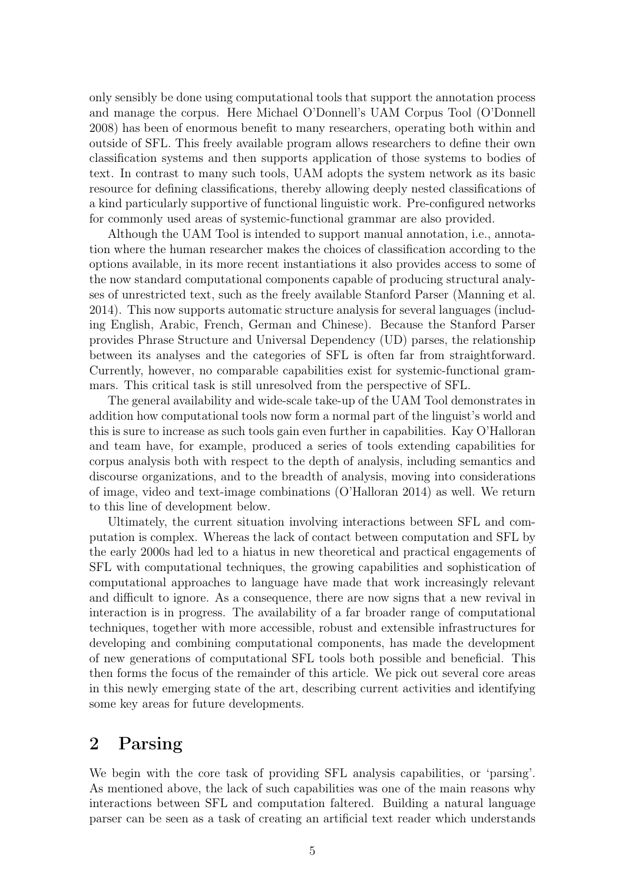only sensibly be done using computational tools that support the annotation process and manage the corpus. Here Michael O'Donnell's UAM Corpus Tool (O'Donnell 2008) has been of enormous benefit to many researchers, operating both within and outside of SFL. This freely available program allows researchers to define their own classification systems and then supports application of those systems to bodies of text. In contrast to many such tools, UAM adopts the system network as its basic resource for defining classifications, thereby allowing deeply nested classifications of a kind particularly supportive of functional linguistic work. Pre-configured networks for commonly used areas of systemic-functional grammar are also provided.

Although the UAM Tool is intended to support manual annotation, i.e., annotation where the human researcher makes the choices of classification according to the options available, in its more recent instantiations it also provides access to some of the now standard computational components capable of producing structural analyses of unrestricted text, such as the freely available Stanford Parser (Manning et al. 2014). This now supports automatic structure analysis for several languages (including English, Arabic, French, German and Chinese). Because the Stanford Parser provides Phrase Structure and Universal Dependency (UD) parses, the relationship between its analyses and the categories of SFL is often far from straightforward. Currently, however, no comparable capabilities exist for systemic-functional grammars. This critical task is still unresolved from the perspective of SFL.

The general availability and wide-scale take-up of the UAM Tool demonstrates in addition how computational tools now form a normal part of the linguist's world and this is sure to increase as such tools gain even further in capabilities. Kay O'Halloran and team have, for example, produced a series of tools extending capabilities for corpus analysis both with respect to the depth of analysis, including semantics and discourse organizations, and to the breadth of analysis, moving into considerations of image, video and text-image combinations (O'Halloran 2014) as well. We return to this line of development below.

Ultimately, the current situation involving interactions between SFL and computation is complex. Whereas the lack of contact between computation and SFL by the early 2000s had led to a hiatus in new theoretical and practical engagements of SFL with computational techniques, the growing capabilities and sophistication of computational approaches to language have made that work increasingly relevant and difficult to ignore. As a consequence, there are now signs that a new revival in interaction is in progress. The availability of a far broader range of computational techniques, together with more accessible, robust and extensible infrastructures for developing and combining computational components, has made the development of new generations of computational SFL tools both possible and beneficial. This then forms the focus of the remainder of this article. We pick out several core areas in this newly emerging state of the art, describing current activities and identifying some key areas for future developments.

## 2 Parsing

We begin with the core task of providing SFL analysis capabilities, or 'parsing'. As mentioned above, the lack of such capabilities was one of the main reasons why interactions between SFL and computation faltered. Building a natural language parser can be seen as a task of creating an artificial text reader which understands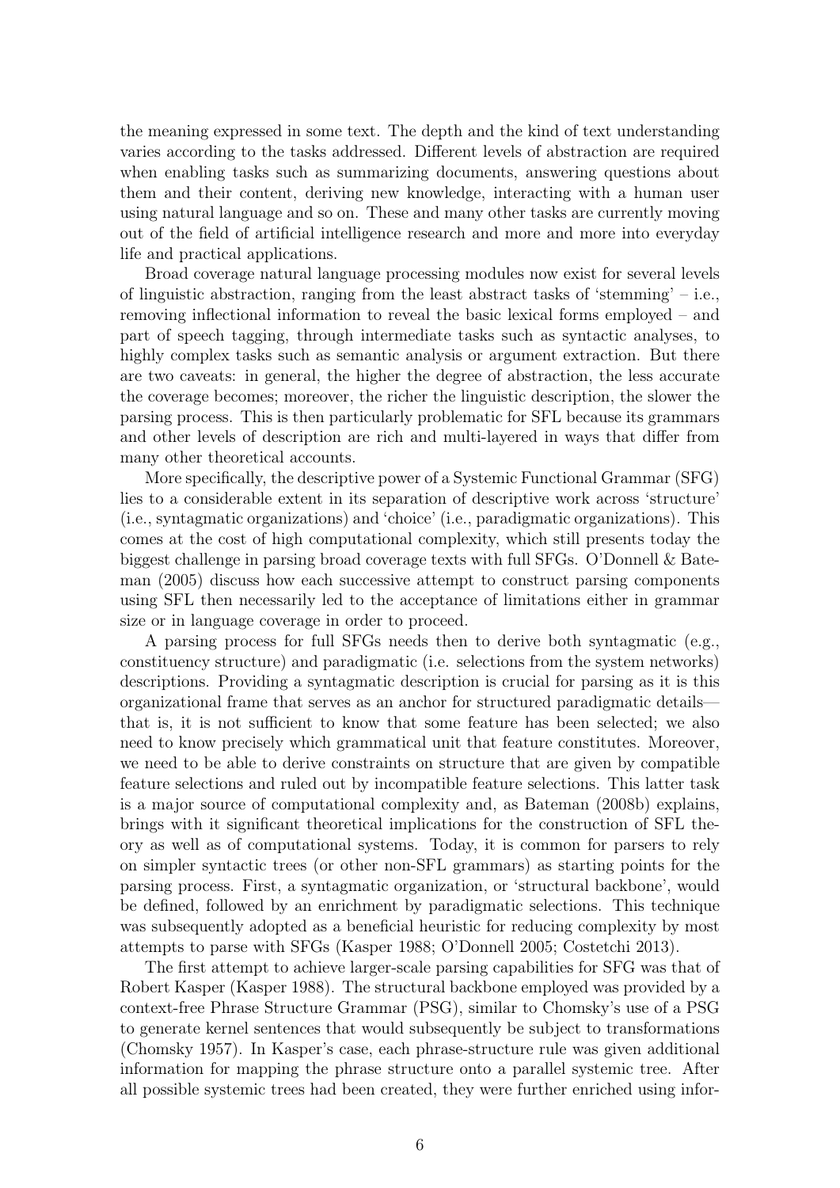the meaning expressed in some text. The depth and the kind of text understanding varies according to the tasks addressed. Different levels of abstraction are required when enabling tasks such as summarizing documents, answering questions about them and their content, deriving new knowledge, interacting with a human user using natural language and so on. These and many other tasks are currently moving out of the field of artificial intelligence research and more and more into everyday life and practical applications.

Broad coverage natural language processing modules now exist for several levels of linguistic abstraction, ranging from the least abstract tasks of 'stemming' – i.e., removing inflectional information to reveal the basic lexical forms employed – and part of speech tagging, through intermediate tasks such as syntactic analyses, to highly complex tasks such as semantic analysis or argument extraction. But there are two caveats: in general, the higher the degree of abstraction, the less accurate the coverage becomes; moreover, the richer the linguistic description, the slower the parsing process. This is then particularly problematic for SFL because its grammars and other levels of description are rich and multi-layered in ways that differ from many other theoretical accounts.

More specifically, the descriptive power of a Systemic Functional Grammar (SFG) lies to a considerable extent in its separation of descriptive work across 'structure' (i.e., syntagmatic organizations) and 'choice' (i.e., paradigmatic organizations). This comes at the cost of high computational complexity, which still presents today the biggest challenge in parsing broad coverage texts with full SFGs. O'Donnell & Bateman (2005) discuss how each successive attempt to construct parsing components using SFL then necessarily led to the acceptance of limitations either in grammar size or in language coverage in order to proceed.

A parsing process for full SFGs needs then to derive both syntagmatic (e.g., constituency structure) and paradigmatic (i.e. selections from the system networks) descriptions. Providing a syntagmatic description is crucial for parsing as it is this organizational frame that serves as an anchor for structured paradigmatic details—that is, it is not sufficient to know that some feature has been selected; we also need to know precisely which grammatical unit that feature constitutes. Moreover, we need to be able to derive constraints on structure that are given by compatible feature selections and ruled out by incompatible feature selections. This latter task is a major source of computational complexity and, as Bateman (2008b) explains, brings with it significant theoretical implications for the construction of SFL theory as well as of computational systems. Today, it is common for parsers to rely on simpler syntactic trees (or other non-SFL grammars) as starting points for the parsing process. First, a syntagmatic organization, or 'structural backbone', would be defined, followed by an enrichment by paradigmatic selections. This technique was subsequently adopted as a beneficial heuristic for reducing complexity by most attempts to parse with SFGs (Kasper 1988; O'Donnell 2005; Costetchi 2013).

The first attempt to achieve larger-scale parsing capabilities for SFG was that of Robert Kasper (Kasper 1988). The structural backbone employed was provided by a context-free Phrase Structure Grammar (PSG), similar to Chomsky's use of a PSG to generate kernel sentences that would subsequently be subject to transformations (Chomsky 1957). In Kasper's case, each phrase-structure rule was given additional information for mapping the phrase structure onto a parallel systemic tree. After all possible systemic trees had been created, they were further enriched using infor-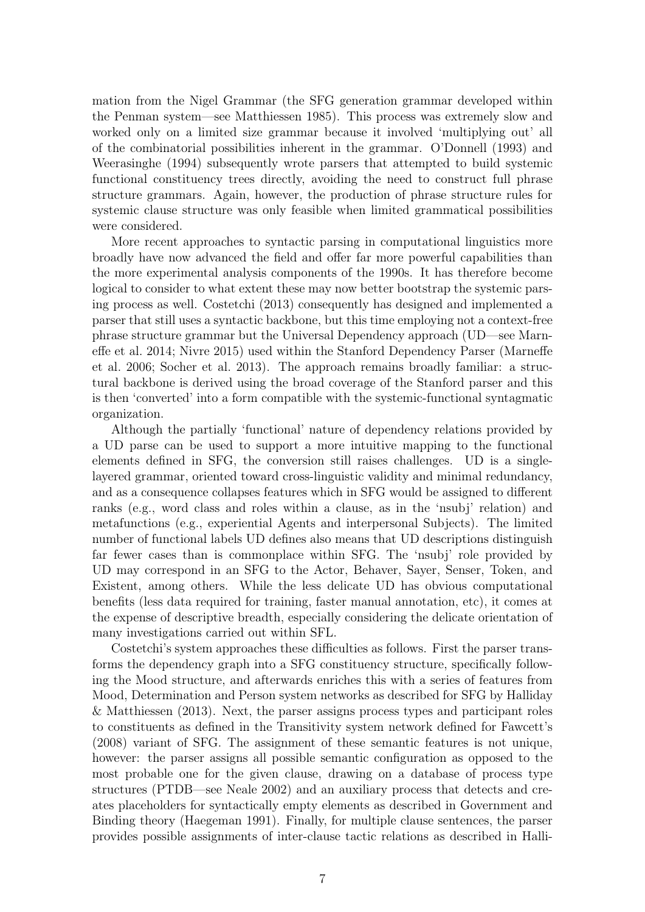mation from the Nigel Grammar (the SFG generation grammar developed within the Penman system—see Matthiessen 1985). This process was extremely slow and worked only on a limited size grammar because it involved 'multiplying out' all of the combinatorial possibilities inherent in the grammar. O'Donnell (1993) and Weerasinghe (1994) subsequently wrote parsers that attempted to build systemic functional constituency trees directly, avoiding the need to construct full phrase structure grammars. Again, however, the production of phrase structure rules for systemic clause structure was only feasible when limited grammatical possibilities were considered.

More recent approaches to syntactic parsing in computational linguistics more broadly have now advanced the field and offer far more powerful capabilities than the more experimental analysis components of the 1990s. It has therefore become logical to consider to what extent these may now better bootstrap the systemic parsing process as well. Costetchi (2013) consequently has designed and implemented a parser that still uses a syntactic backbone, but this time employing not a context-free phrase structure grammar but the Universal Dependency approach (UD—see Marneffe et al. 2014; Nivre 2015) used within the Stanford Dependency Parser (Marneffe et al. 2006; Socher et al. 2013). The approach remains broadly familiar: a structural backbone is derived using the broad coverage of the Stanford parser and this is then 'converted' into a form compatible with the systemic-functional syntagmatic organization.

Although the partially 'functional' nature of dependency relations provided by a UD parse can be used to support a more intuitive mapping to the functional elements defined in SFG, the conversion still raises challenges. UD is a single-layered grammar, oriented toward cross-linguistic validity and minimal redundancy, and as a consequence collapses features which in SFG would be assigned to different ranks (e.g., word class and roles within a clause, as in the 'nsubj' relation) and metafunctions (e.g., experiential Agents and interpersonal Subjects). The limited number of functional labels UD defines also means that UD descriptions distinguish far fewer cases than is commonplace within SFG. The 'nsubj' role provided by UD may correspond in an SFG to the Actor, Behaver, Sayer, Senser, Token, and Existent, among others. While the less delicate UD has obvious computational benefits (less data required for training, faster manual annotation, etc), it comes at the expense of descriptive breadth, especially considering the delicate orientation of many investigations carried out within SFL.

Costetchi's system approaches these difficulties as follows. First the parser transforms the dependency graph into a SFG constituency structure, specifically following the Mood structure, and afterwards enriches this with a series of features from Mood, Determination and Person system networks as described for SFG by Halliday & Matthiessen (2013). Next, the parser assigns process types and participant roles to constituents as defined in the Transitivity system network defined for Fawcett's (2008) variant of SFG. The assignment of these semantic features is not unique, however: the parser assigns all possible semantic configuration as opposed to the most probable one for the given clause, drawing on a database of process type structures (PTDB—see Neale 2002) and an auxiliary process that detects and creates placeholders for syntactically empty elements as described in Government and Binding theory (Haegeman 1991). Finally, for multiple clause sentences, the parser provides possible assignments of inter-clause tactic relations as described in Halli-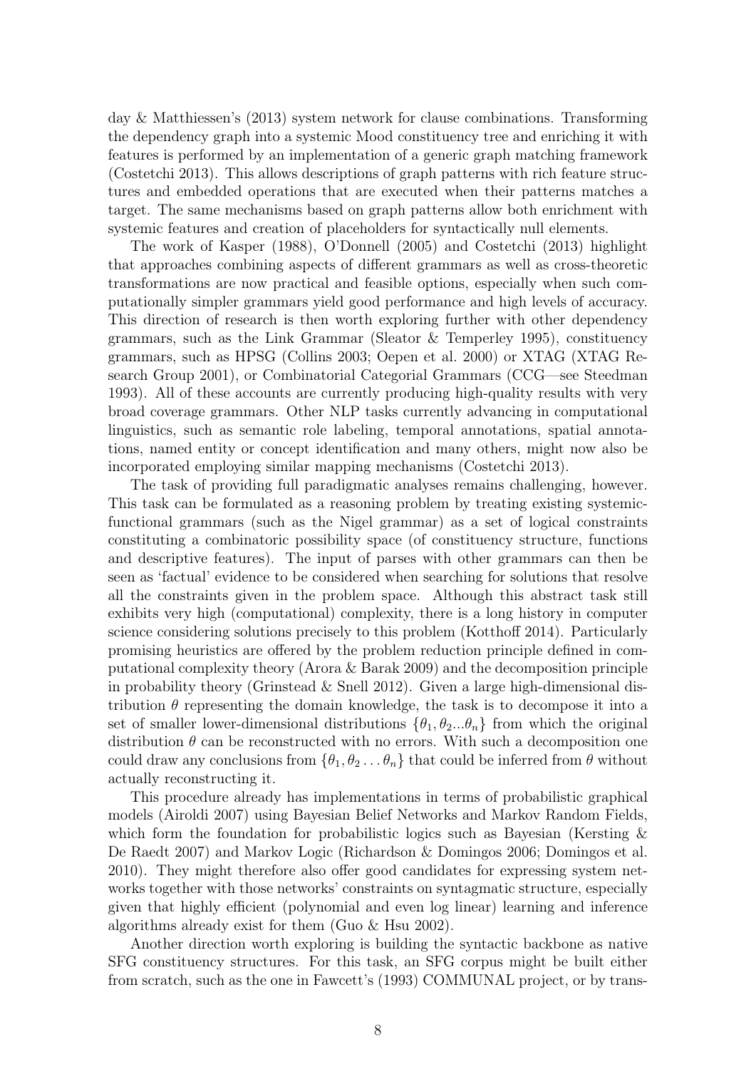day & Matthiessen's (2013) system network for clause combinations. Transforming the dependency graph into a systemic Mood constituency tree and enriching it with features is performed by an implementation of a generic graph matching framework (Costetchi 2013). This allows descriptions of graph patterns with rich feature structures and embedded operations that are executed when their patterns matches a target. The same mechanisms based on graph patterns allow both enrichment with systemic features and creation of placeholders for syntactically null elements.

The work of Kasper (1988), O'Donnell (2005) and Costetchi (2013) highlight that approaches combining aspects of different grammars as well as cross-theoretic transformations are now practical and feasible options, especially when such computationally simpler grammars yield good performance and high levels of accuracy. This direction of research is then worth exploring further with other dependency grammars, such as the Link Grammar (Sleator & Temperley 1995), constituency grammars, such as HPSG (Collins 2003; Oepen et al. 2000) or XTAG (XTAG Research Group 2001), or Combinatorial Categorial Grammars (CCG—see Steedman 1993). All of these accounts are currently producing high-quality results with very broad coverage grammars. Other NLP tasks currently advancing in computational linguistics, such as semantic role labeling, temporal annotations, spatial annotations, named entity or concept identification and many others, might now also be incorporated employing similar mapping mechanisms (Costetchi 2013).

The task of providing full paradigmatic analyses remains challenging, however. This task can be formulated as a reasoning problem by treating existing systemic-functional grammars (such as the Nigel grammar) as a set of logical constraints constituting a combinatoric possibility space (of constituency structure, functions and descriptive features). The input of parses with other grammars can then be seen as 'factual' evidence to be considered when searching for solutions that resolve all the constraints given in the problem space. Although this abstract task still exhibits very high (computational) complexity, there is a long history in computer science considering solutions precisely to this problem (Kotthoff 2014). Particularly promising heuristics are offered by the problem reduction principle defined in computational complexity theory (Arora & Barak 2009) and the decomposition principle in probability theory (Grinstead & Snell 2012). Given a large high-dimensional distribution $\theta$ representing the domain knowledge, the task is to decompose it into a set of smaller lower-dimensional distributions $\{\theta_1, \theta_2 ... \theta_n\}$ from which the original distribution $\theta$ can be reconstructed with no errors. With such a decomposition one could draw any conclusions from $\{\theta_1, \theta_2 \ldots \theta_n\}$ that could be inferred from $\theta$ without actually reconstructing it.

This procedure already has implementations in terms of probabilistic graphical models (Airoldi 2007) using Bayesian Belief Networks and Markov Random Fields, which form the foundation for probabilistic logics such as Bayesian (Kersting & De Raedt 2007) and Markov Logic (Richardson & Domingos 2006; Domingos et al. 2010). They might therefore also offer good candidates for expressing system networks together with those networks' constraints on syntagmatic structure, especially given that highly efficient (polynomial and even log linear) learning and inference algorithms already exist for them (Guo & Hsu 2002).

Another direction worth exploring is building the syntactic backbone as native SFG constituency structures. For this task, an SFG corpus might be built either from scratch, such as the one in Fawcett's (1993) COMMUNAL project, or by trans-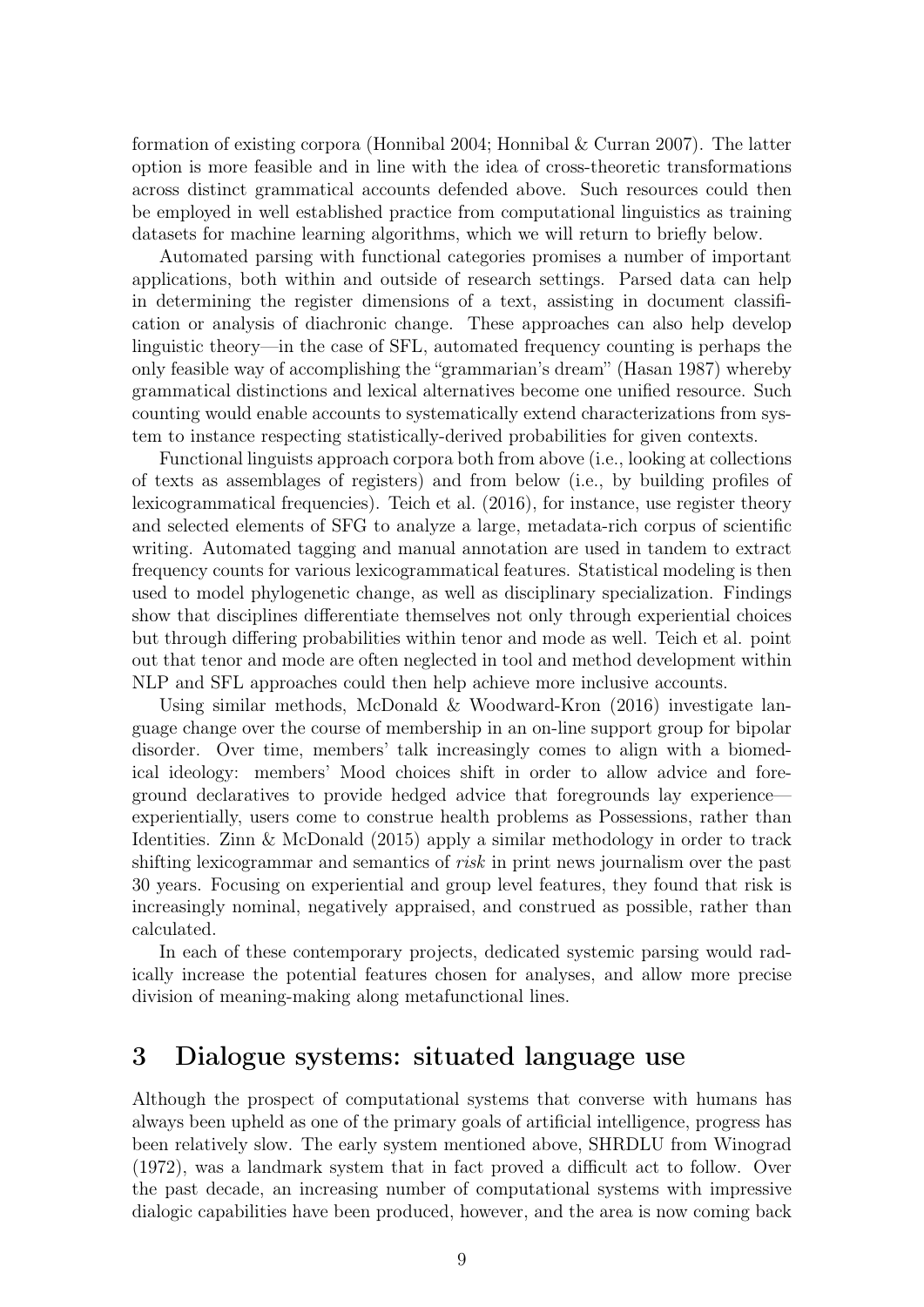formation of existing corpora (Honnibal 2004; Honnibal & Curran 2007). The latter option is more feasible and in line with the idea of cross-theoretic transformations across distinct grammatical accounts defended above. Such resources could then be employed in well established practice from computational linguistics as training datasets for machine learning algorithms, which we will return to briefly below.

Automated parsing with functional categories promises a number of important applications, both within and outside of research settings. Parsed data can help in determining the register dimensions of a text, assisting in document classification or analysis of diachronic change. These approaches can also help develop linguistic theory—in the case of SFL, automated frequency counting is perhaps the only feasible way of accomplishing the "grammarian's dream" (Hasan 1987) whereby grammatical distinctions and lexical alternatives become one unified resource. Such counting would enable accounts to systematically extend characterizations from system to instance respecting statistically-derived probabilities for given contexts.

Functional linguists approach corpora both from above (i.e., looking at collections of texts as assemblages of registers) and from below (i.e., by building profiles of lexicogrammatical frequencies). Teich et al. (2016), for instance, use register theory and selected elements of SFG to analyze a large, metadata-rich corpus of scientific writing. Automated tagging and manual annotation are used in tandem to extract frequency counts for various lexicogrammatical features. Statistical modeling is then used to model phylogenetic change, as well as disciplinary specialization. Findings show that disciplines differentiate themselves not only through experiential choices but through differing probabilities within tenor and mode as well. Teich et al. point out that tenor and mode are often neglected in tool and method development within NLP and SFL approaches could then help achieve more inclusive accounts.

Using similar methods, McDonald & Woodward-Kron (2016) investigate language change over the course of membership in an on-line support group for bipolar disorder. Over time, members' talk increasingly comes to align with a biomedical ideology: members' Mood choices shift in order to allow advice and foreground declaratives to provide hedged advice that foregrounds lay experience—experientially, users come to construe health problems as Possessions, rather than Identities. Zinn & McDonald (2015) apply a similar methodology in order to track shifting lexicogrammar and semantics of *risk* in print news journalism over the past 30 years. Focusing on experiential and group level features, they found that risk is increasingly nominal, negatively appraised, and construed as possible, rather than calculated.

In each of these contemporary projects, dedicated systemic parsing would radically increase the potential features chosen for analyses, and allow more precise division of meaning-making along metafunctional lines.

## 3 Dialogue systems: situated language use

Although the prospect of computational systems that converse with humans has always been upheld as one of the primary goals of artificial intelligence, progress has been relatively slow. The early system mentioned above, SHRDLU from Winograd (1972), was a landmark system that in fact proved a difficult act to follow. Over the past decade, an increasing number of computational systems with impressive dialogic capabilities have been produced, however, and the area is now coming back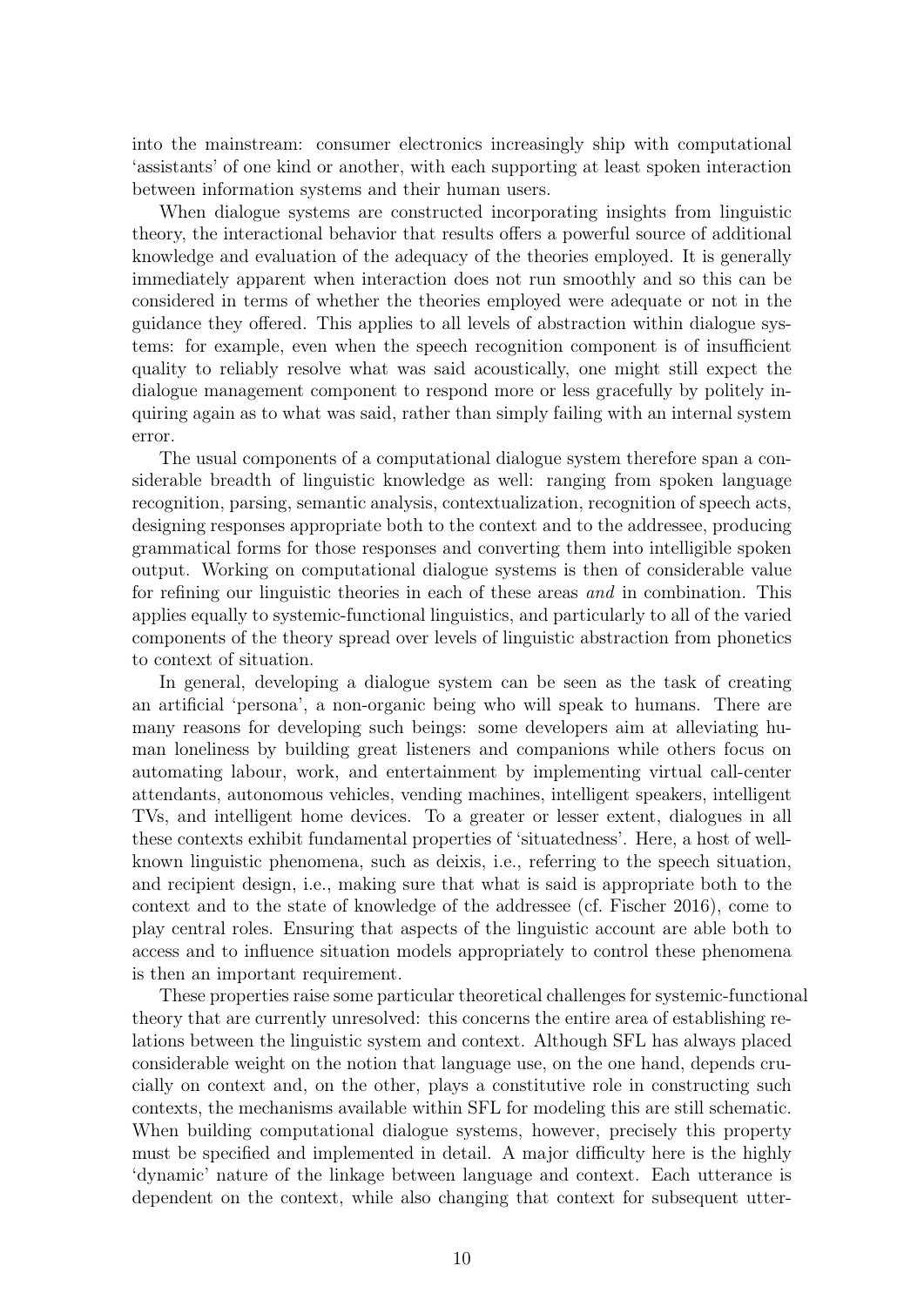into the mainstream: consumer electronics increasingly ship with computational 'assistants' of one kind or another, with each supporting at least spoken interaction between information systems and their human users.

When dialogue systems are constructed incorporating insights from linguistic theory, the interactional behavior that results offers a powerful source of additional knowledge and evaluation of the adequacy of the theories employed. It is generally immediately apparent when interaction does not run smoothly and so this can be considered in terms of whether the theories employed were adequate or not in the guidance they offered. This applies to all levels of abstraction within dialogue systems: for example, even when the speech recognition component is of insufficient quality to reliably resolve what was said acoustically, one might still expect the dialogue management component to respond more or less gracefully by politely inquiring again as to what was said, rather than simply failing with an internal system error.

The usual components of a computational dialogue system therefore span a considerable breadth of linguistic knowledge as well: ranging from spoken language recognition, parsing, semantic analysis, contextualization, recognition of speech acts, designing responses appropriate both to the context and to the addressee, producing grammatical forms for those responses and converting them into intelligible spoken output. Working on computational dialogue systems is then of considerable value for refining our linguistic theories in each of these areas *and* in combination. This applies equally to systemic-functional linguistics, and particularly to all of the varied components of the theory spread over levels of linguistic abstraction from phonetics to context of situation.

In general, developing a dialogue system can be seen as the task of creating an artificial 'persona', a non-organic being who will speak to humans. There are many reasons for developing such beings: some developers aim at alleviating human loneliness by building great listeners and companions while others focus on automating labour, work, and entertainment by implementing virtual call-center attendants, autonomous vehicles, vending machines, intelligent speakers, intelligent TVs, and intelligent home devices. To a greater or lesser extent, dialogues in all these contexts exhibit fundamental properties of 'situatedness'. Here, a host of well-known linguistic phenomena, such as deixis, i.e., referring to the speech situation, and recipient design, i.e., making sure that what is said is appropriate both to the context and to the state of knowledge of the addressee (cf. Fischer 2016), come to play central roles. Ensuring that aspects of the linguistic account are able both to access and to influence situation models appropriately to control these phenomena is then an important requirement.

These properties raise some particular theoretical challenges for systemic-functional theory that are currently unresolved: this concerns the entire area of establishing relations between the linguistic system and context. Although SFL has always placed considerable weight on the notion that language use, on the one hand, depends crucially on context and, on the other, plays a constitutive role in constructing such contexts, the mechanisms available within SFL for modeling this are still schematic. When building computational dialogue systems, however, precisely this property must be specified and implemented in detail. A major difficulty here is the highly 'dynamic' nature of the linkage between language and context. Each utterance is dependent on the context, while also changing that context for subsequent utter-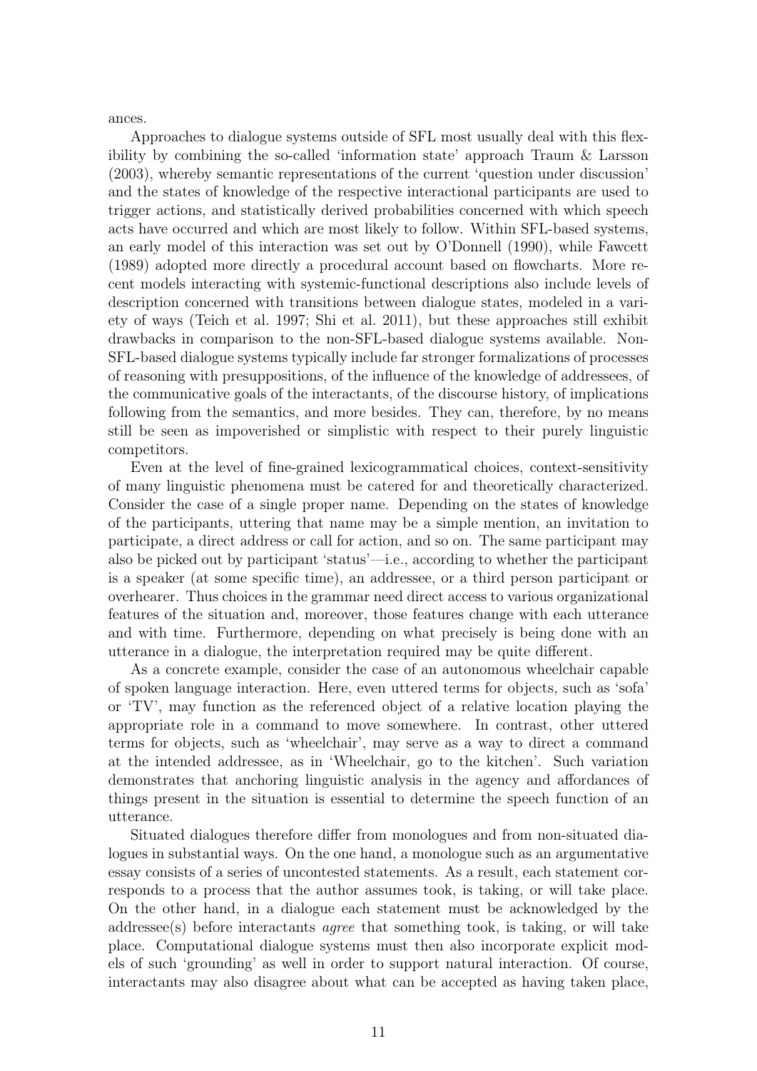ances.

Approaches to dialogue systems outside of SFL most usually deal with this flexibility by combining the so-called 'information state' approach Traum & Larsson (2003), whereby semantic representations of the current 'question under discussion' and the states of knowledge of the respective interactional participants are used to trigger actions, and statistically derived probabilities concerned with which speech acts have occurred and which are most likely to follow. Within SFL-based systems, an early model of this interaction was set out by O'Donnell (1990), while Fawcett (1989) adopted more directly a procedural account based on flowcharts. More recent models interacting with systemic-functional descriptions also include levels of description concerned with transitions between dialogue states, modeled in a variety of ways (Teich et al. 1997; Shi et al. 2011), but these approaches still exhibit drawbacks in comparison to the non-SFL-based dialogue systems available. Non-SFL-based dialogue systems typically include far stronger formalizations of processes of reasoning with presuppositions, of the influence of the knowledge of addressees, of the communicative goals of the interactants, of the discourse history, of implications following from the semantics, and more besides. They can, therefore, by no means still be seen as impoverished or simplistic with respect to their purely linguistic competitors.

Even at the level of fine-grained lexicogrammatical choices, context-sensitivity of many linguistic phenomena must be catered for and theoretically characterized. Consider the case of a single proper name. Depending on the states of knowledge of the participants, uttering that name may be a simple mention, an invitation to participate, a direct address or call for action, and so on. The same participant may also be picked out by participant 'status'—i.e., according to whether the participant is a speaker (at some specific time), an addressee, or a third person participant or overhearer. Thus choices in the grammar need direct access to various organizational features of the situation and, moreover, those features change with each utterance and with time. Furthermore, depending on what precisely is being done with an utterance in a dialogue, the interpretation required may be quite different.

As a concrete example, consider the case of an autonomous wheelchair capable of spoken language interaction. Here, even uttered terms for objects, such as 'sofa' or 'TV', may function as the referenced object of a relative location playing the appropriate role in a command to move somewhere. In contrast, other uttered terms for objects, such as 'wheelchair', may serve as a way to direct a command at the intended addressee, as in 'Wheelchair, go to the kitchen'. Such variation demonstrates that anchoring linguistic analysis in the agency and affordances of things present in the situation is essential to determine the speech function of an utterance.

Situated dialogues therefore differ from monologues and from non-situated dialogues in substantial ways. On the one hand, a monologue such as an argumentative essay consists of a series of uncontested statements. As a result, each statement corresponds to a process that the author assumes took, is taking, or will take place. On the other hand, in a dialogue each statement must be acknowledged by the addressee(s) before interactants *agree* that something took, is taking, or will take place. Computational dialogue systems must then also incorporate explicit models of such 'grounding' as well in order to support natural interaction. Of course, interactants may also disagree about what can be accepted as having taken place,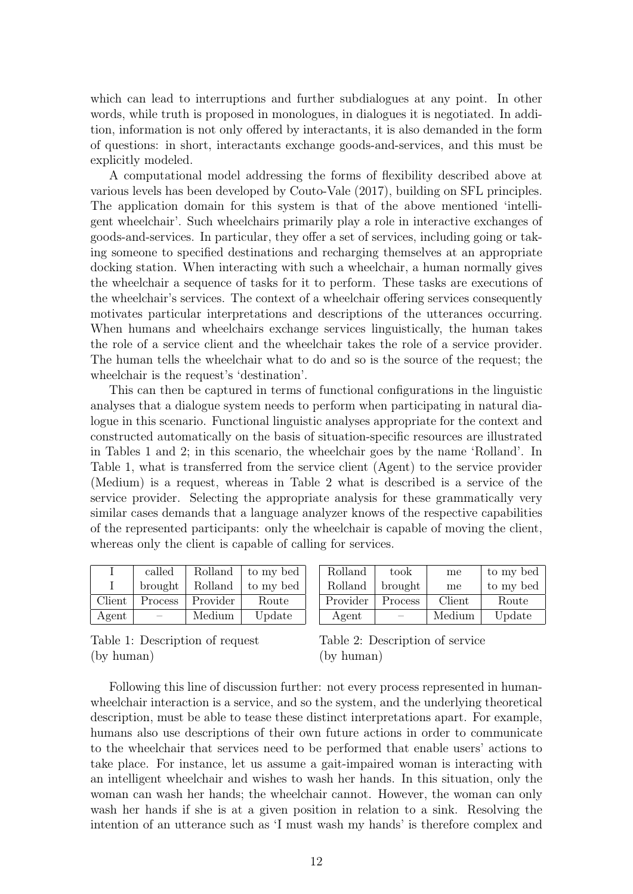which can lead to interruptions and further subdialogues at any point. In other words, while truth is proposed in monologues, in dialogues it is negotiated. In addition, information is not only offered by interactants, it is also demanded in the form of questions: in short, interactants exchange goods-and-services, and this must be explicitly modeled.

A computational model addressing the forms of flexibility described above at various levels has been developed by Couto-Vale (2017), building on SFL principles. The application domain for this system is that of the above mentioned 'intelligent wheelchair'. Such wheelchairs primarily play a role in interactive exchanges of goods-and-services. In particular, they offer a set of services, including going or taking someone to specified destinations and recharging themselves at an appropriate docking station. When interacting with such a wheelchair, a human normally gives the wheelchair a sequence of tasks for it to perform. These tasks are executions of the wheelchair's services. The context of a wheelchair offering services consequently motivates particular interpretations and descriptions of the utterances occurring. When humans and wheelchairs exchange services linguistically, the human takes the role of a service client and the wheelchair takes the role of a service provider. The human tells the wheelchair what to do and so is the source of the request; the wheelchair is the request's 'destination'.

This can then be captured in terms of functional configurations in the linguistic analyses that a dialogue system needs to perform when participating in natural dialogue in this scenario. Functional linguistic analyses appropriate for the context and constructed automatically on the basis of situation-specific resources are illustrated in Tables 1 and 2; in this scenario, the wheelchair goes by the name 'Rolland'. In Table 1, what is transferred from the service client (Agent) to the service provider (Medium) is a request, whereas in Table 2 what is described is a service of the service provider. Selecting the appropriate analysis for these grammatically very similar cases demands that a language analyzer knows of the respective capabilities of the represented participants: only the wheelchair is capable of moving the client, whereas only the client is capable of calling for services.

| I | called | Rolland | to my bed |
|---|---|---|---|
| I | brought | Rolland | to my bed |
| Client | Process | Provider | Route |
| Agent | – | Medium | Update |

Table 1: Description of request (by human)

| Rolland | took | me | to my bed |
|---|---|---|---|
| Rolland | brought | me | to my bed |
| Provider | Process | Client | Route |
| Agent | – | Medium | Update |

Table 2: Description of service (by human)

Following this line of discussion further: not every process represented in human-wheelchair interaction is a service, and so the system, and the underlying theoretical description, must be able to tease these distinct interpretations apart. For example, humans also use descriptions of their own future actions in order to communicate to the wheelchair that services need to be performed that enable users' actions to take place. For instance, let us assume a gait-impaired woman is interacting with an intelligent wheelchair and wishes to wash her hands. In this situation, only the woman can wash her hands; the wheelchair cannot. However, the woman can only wash her hands if she is at a given position in relation to a sink. Resolving the intention of an utterance such as 'I must wash my hands' is therefore complex and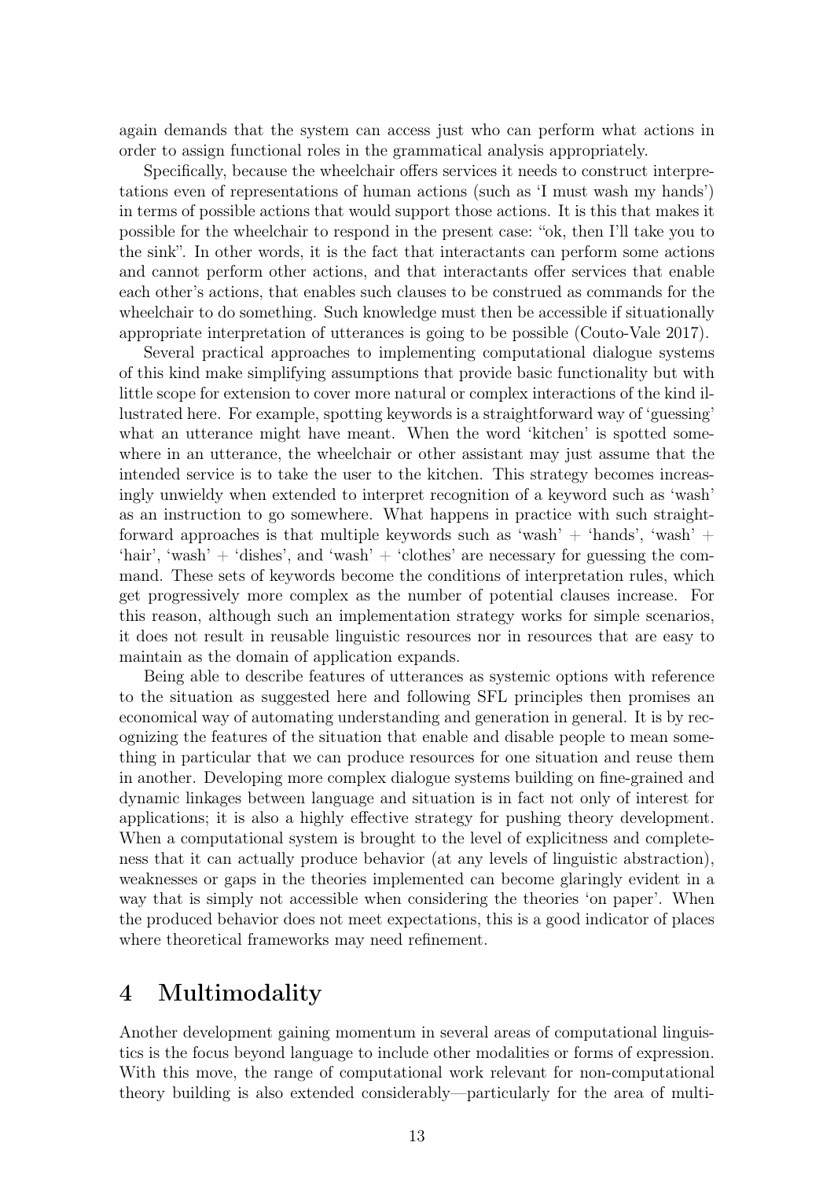again demands that the system can access just who can perform what actions in order to assign functional roles in the grammatical analysis appropriately.

Specifically, because the wheelchair offers services it needs to construct interpretations even of representations of human actions (such as 'I must wash my hands') in terms of possible actions that would support those actions. It is this that makes it possible for the wheelchair to respond in the present case: "ok, then I'll take you to the sink". In other words, it is the fact that interactants can perform some actions and cannot perform other actions, and that interactants offer services that enable each other's actions, that enables such clauses to be construed as commands for the wheelchair to do something. Such knowledge must then be accessible if situationally appropriate interpretation of utterances is going to be possible (Couto-Vale 2017).

Several practical approaches to implementing computational dialogue systems of this kind make simplifying assumptions that provide basic functionality but with little scope for extension to cover more natural or complex interactions of the kind illustrated here. For example, spotting keywords is a straightforward way of 'guessing' what an utterance might have meant. When the word 'kitchen' is spotted somewhere in an utterance, the wheelchair or other assistant may just assume that the intended service is to take the user to the kitchen. This strategy becomes increasingly unwieldy when extended to interpret recognition of a keyword such as 'wash' as an instruction to go somewhere. What happens in practice with such straightforward approaches is that multiple keywords such as 'wash' + 'hands', 'wash' + 'hair', 'wash' + 'dishes', and 'wash' + 'clothes' are necessary for guessing the command. These sets of keywords become the conditions of interpretation rules, which get progressively more complex as the number of potential clauses increase. For this reason, although such an implementation strategy works for simple scenarios, it does not result in reusable linguistic resources nor in resources that are easy to maintain as the domain of application expands.

Being able to describe features of utterances as systemic options with reference to the situation as suggested here and following SFL principles then promises an economical way of automating understanding and generation in general. It is by recognizing the features of the situation that enable and disable people to mean something in particular that we can produce resources for one situation and reuse them in another. Developing more complex dialogue systems building on fine-grained and dynamic linkages between language and situation is in fact not only of interest for applications; it is also a highly effective strategy for pushing theory development. When a computational system is brought to the level of explicitness and completeness that it can actually produce behavior (at any levels of linguistic abstraction), weaknesses or gaps in the theories implemented can become glaringly evident in a way that is simply not accessible when considering the theories 'on paper'. When the produced behavior does not meet expectations, this is a good indicator of places where theoretical frameworks may need refinement.

# 4 Multimodality

Another development gaining momentum in several areas of computational linguistics is the focus beyond language to include other modalities or forms of expression. With this move, the range of computational work relevant for non-computational theory building is also extended considerably—particularly for the area of multi-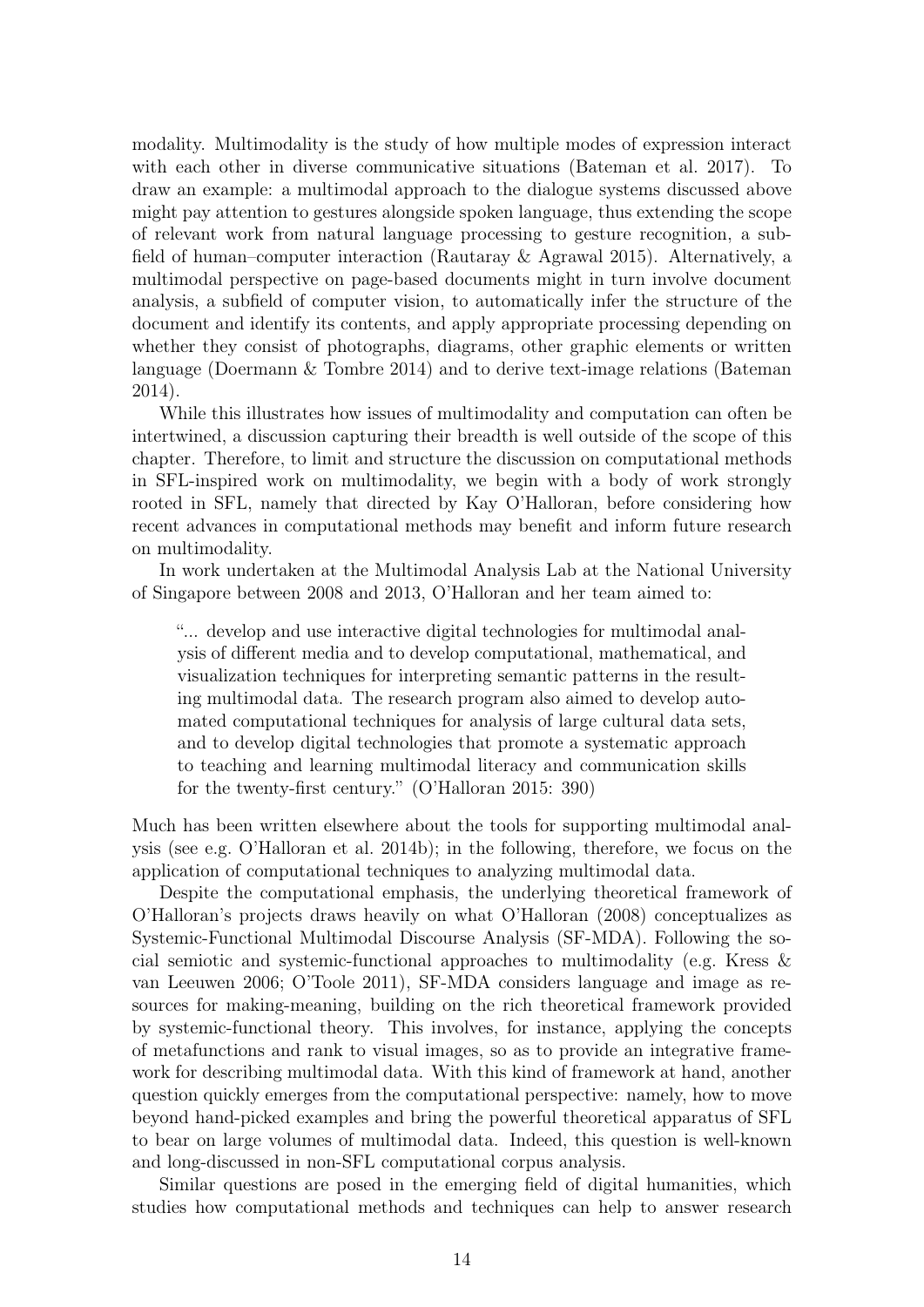modality. Multimodality is the study of how multiple modes of expression interact with each other in diverse communicative situations (Bateman et al. 2017). To draw an example: a multimodal approach to the dialogue systems discussed above might pay attention to gestures alongside spoken language, thus extending the scope of relevant work from natural language processing to gesture recognition, a subfield of human–computer interaction (Rautaray & Agrawal 2015). Alternatively, a multimodal perspective on page-based documents might in turn involve document analysis, a subfield of computer vision, to automatically infer the structure of the document and identify its contents, and apply appropriate processing depending on whether they consist of photographs, diagrams, other graphic elements or written language (Doermann & Tombre 2014) and to derive text-image relations (Bateman 2014).

While this illustrates how issues of multimodality and computation can often be intertwined, a discussion capturing their breadth is well outside of the scope of this chapter. Therefore, to limit and structure the discussion on computational methods in SFL-inspired work on multimodality, we begin with a body of work strongly rooted in SFL, namely that directed by Kay O'Halloran, before considering how recent advances in computational methods may benefit and inform future research on multimodality.

In work undertaken at the Multimodal Analysis Lab at the National University of Singapore between 2008 and 2013, O'Halloran and her team aimed to:

> "... develop and use interactive digital technologies for multimodal analysis of different media and to develop computational, mathematical, and visualization techniques for interpreting semantic patterns in the resulting multimodal data. The research program also aimed to develop automated computational techniques for analysis of large cultural data sets, and to develop digital technologies that promote a systematic approach to teaching and learning multimodal literacy and communication skills for the twenty-first century." (O'Halloran 2015: 390)

Much has been written elsewhere about the tools for supporting multimodal analysis (see e.g. O'Halloran et al. 2014b); in the following, therefore, we focus on the application of computational techniques to analyzing multimodal data.

Despite the computational emphasis, the underlying theoretical framework of O'Halloran's projects draws heavily on what O'Halloran (2008) conceptualizes as Systemic-Functional Multimodal Discourse Analysis (SF-MDA). Following the social semiotic and systemic-functional approaches to multimodality (e.g. Kress & van Leeuwen 2006; O'Toole 2011), SF-MDA considers language and image as resources for making-meaning, building on the rich theoretical framework provided by systemic-functional theory. This involves, for instance, applying the concepts of metafunctions and rank to visual images, so as to provide an integrative framework for describing multimodal data. With this kind of framework at hand, another question quickly emerges from the computational perspective: namely, how to move beyond hand-picked examples and bring the powerful theoretical apparatus of SFL to bear on large volumes of multimodal data. Indeed, this question is well-known and long-discussed in non-SFL computational corpus analysis.

Similar questions are posed in the emerging field of digital humanities, which studies how computational methods and techniques can help to answer research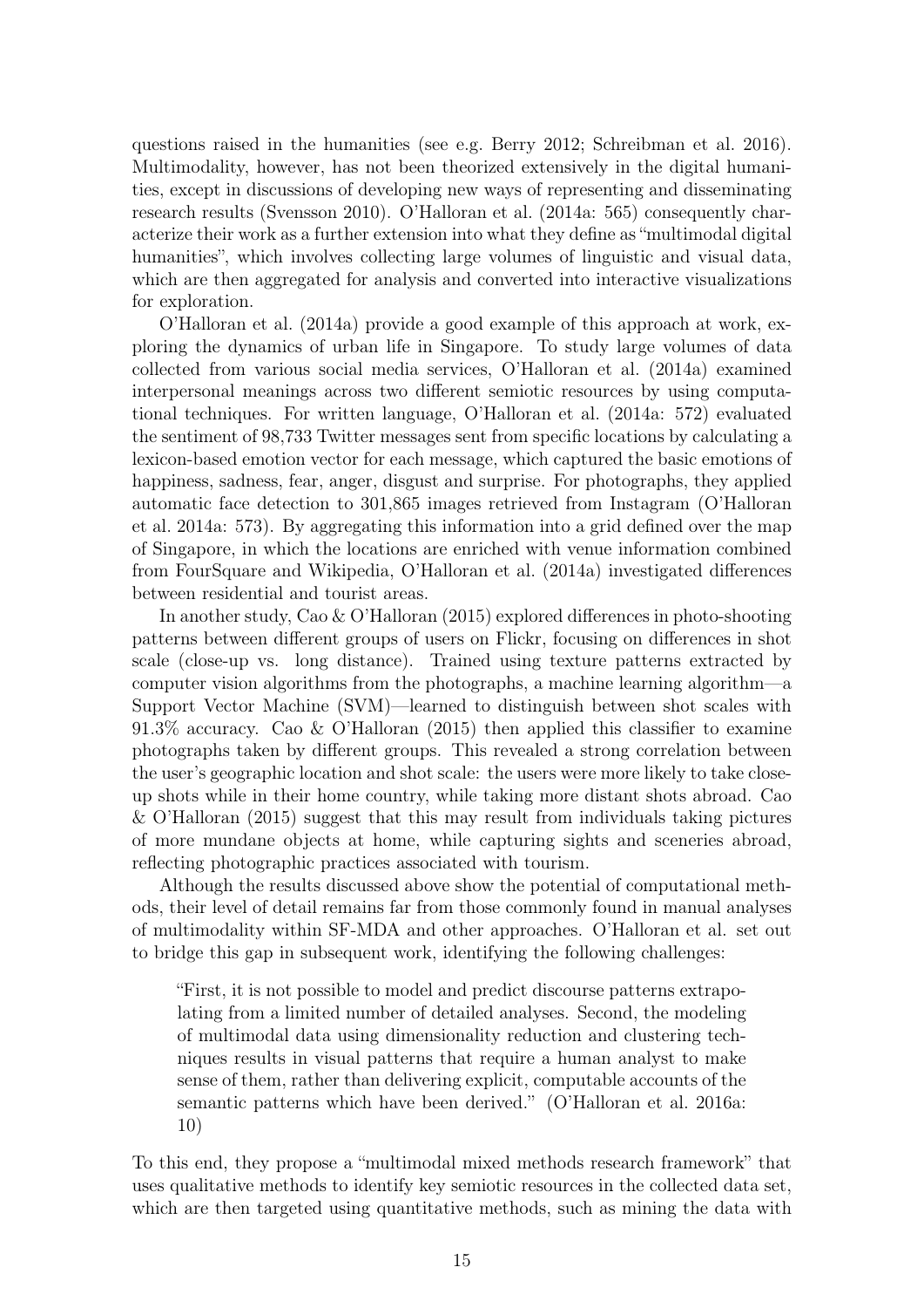questions raised in the humanities (see e.g. Berry 2012; Schreibman et al. 2016). Multimodality, however, has not been theorized extensively in the digital humanities, except in discussions of developing new ways of representing and disseminating research results (Svensson 2010). O'Halloran et al. (2014a: 565) consequently characterize their work as a further extension into what they define as "multimodal digital humanities", which involves collecting large volumes of linguistic and visual data, which are then aggregated for analysis and converted into interactive visualizations for exploration.

O'Halloran et al. (2014a) provide a good example of this approach at work, exploring the dynamics of urban life in Singapore. To study large volumes of data collected from various social media services, O'Halloran et al. (2014a) examined interpersonal meanings across two different semiotic resources by using computational techniques. For written language, O'Halloran et al. (2014a: 572) evaluated the sentiment of 98,733 Twitter messages sent from specific locations by calculating a lexicon-based emotion vector for each message, which captured the basic emotions of happiness, sadness, fear, anger, disgust and surprise. For photographs, they applied automatic face detection to 301,865 images retrieved from Instagram (O'Halloran et al. 2014a: 573). By aggregating this information into a grid defined over the map of Singapore, in which the locations are enriched with venue information combined from FourSquare and Wikipedia, O'Halloran et al. (2014a) investigated differences between residential and tourist areas.

In another study, Cao & O'Halloran (2015) explored differences in photo-shooting patterns between different groups of users on Flickr, focusing on differences in shot scale (close-up vs. long distance). Trained using texture patterns extracted by computer vision algorithms from the photographs, a machine learning algorithm—a Support Vector Machine (SVM)—learned to distinguish between shot scales with 91.3% accuracy. Cao & O'Halloran (2015) then applied this classifier to examine photographs taken by different groups. This revealed a strong correlation between the user's geographic location and shot scale: the users were more likely to take close-up shots while in their home country, while taking more distant shots abroad. Cao & O'Halloran (2015) suggest that this may result from individuals taking pictures of more mundane objects at home, while capturing sights and sceneries abroad, reflecting photographic practices associated with tourism.

Although the results discussed above show the potential of computational methods, their level of detail remains far from those commonly found in manual analyses of multimodality within SF-MDA and other approaches. O'Halloran et al. set out to bridge this gap in subsequent work, identifying the following challenges:

> "First, it is not possible to model and predict discourse patterns extrapolating from a limited number of detailed analyses. Second, the modeling of multimodal data using dimensionality reduction and clustering techniques results in visual patterns that require a human analyst to make sense of them, rather than delivering explicit, computable accounts of the semantic patterns which have been derived." (O'Halloran et al. 2016a: 10)

To this end, they propose a "multimodal mixed methods research framework" that uses qualitative methods to identify key semiotic resources in the collected data set, which are then targeted using quantitative methods, such as mining the data with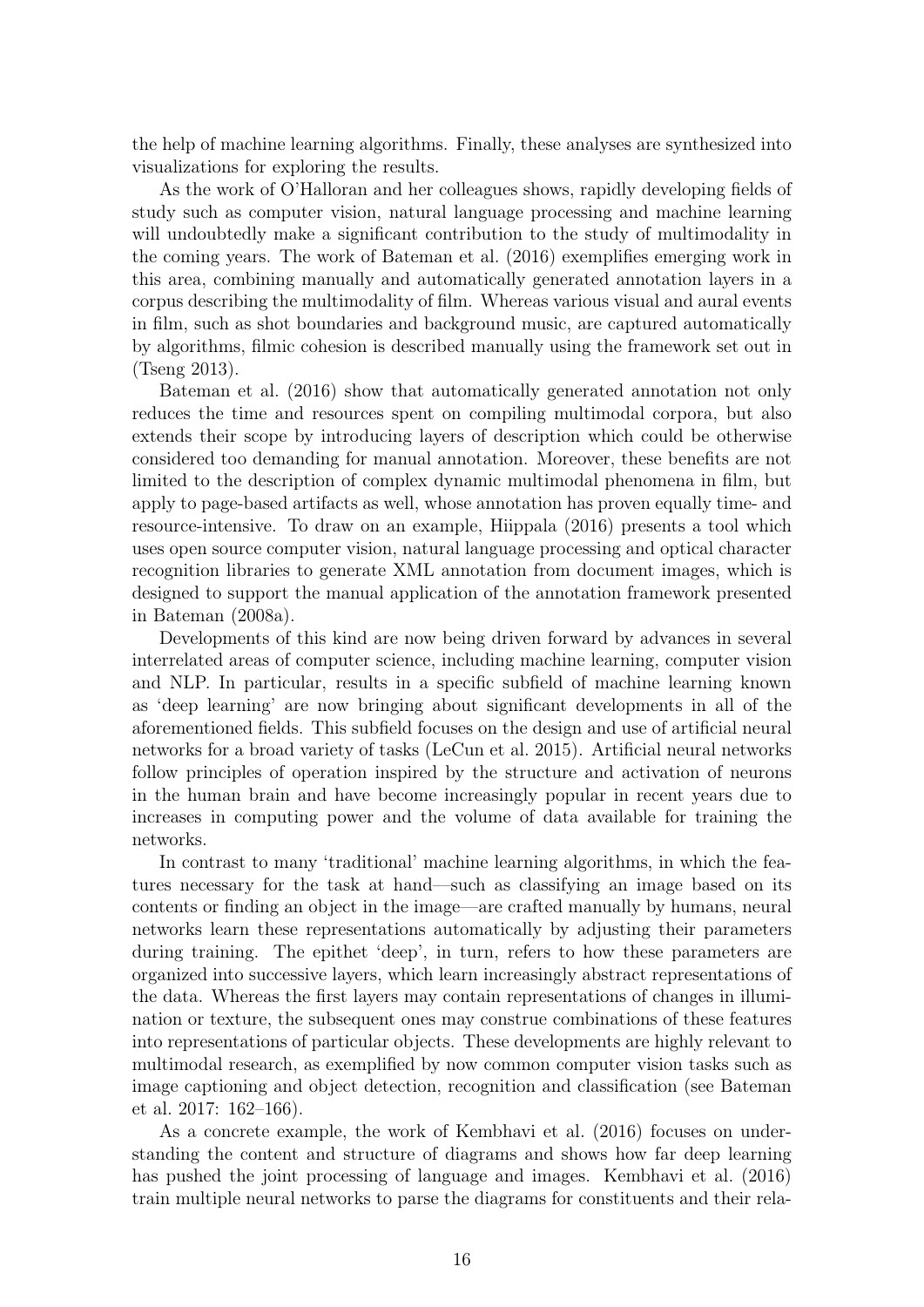the help of machine learning algorithms. Finally, these analyses are synthesized into visualizations for exploring the results.

As the work of O'Halloran and her colleagues shows, rapidly developing fields of study such as computer vision, natural language processing and machine learning will undoubtedly make a significant contribution to the study of multimodality in the coming years. The work of Bateman et al. (2016) exemplifies emerging work in this area, combining manually and automatically generated annotation layers in a corpus describing the multimodality of film. Whereas various visual and aural events in film, such as shot boundaries and background music, are captured automatically by algorithms, filmic cohesion is described manually using the framework set out in (Tseng 2013).

Bateman et al. (2016) show that automatically generated annotation not only reduces the time and resources spent on compiling multimodal corpora, but also extends their scope by introducing layers of description which could be otherwise considered too demanding for manual annotation. Moreover, these benefits are not limited to the description of complex dynamic multimodal phenomena in film, but apply to page-based artifacts as well, whose annotation has proven equally time- and resource-intensive. To draw on an example, Hiippala (2016) presents a tool which uses open source computer vision, natural language processing and optical character recognition libraries to generate XML annotation from document images, which is designed to support the manual application of the annotation framework presented in Bateman (2008a).

Developments of this kind are now being driven forward by advances in several interrelated areas of computer science, including machine learning, computer vision and NLP. In particular, results in a specific subfield of machine learning known as 'deep learning' are now bringing about significant developments in all of the aforementioned fields. This subfield focuses on the design and use of artificial neural networks for a broad variety of tasks (LeCun et al. 2015). Artificial neural networks follow principles of operation inspired by the structure and activation of neurons in the human brain and have become increasingly popular in recent years due to increases in computing power and the volume of data available for training the networks.

In contrast to many 'traditional' machine learning algorithms, in which the features necessary for the task at hand—such as classifying an image based on its contents or finding an object in the image—are crafted manually by humans, neural networks learn these representations automatically by adjusting their parameters during training. The epithet 'deep', in turn, refers to how these parameters are organized into successive layers, which learn increasingly abstract representations of the data. Whereas the first layers may contain representations of changes in illumination or texture, the subsequent ones may construe combinations of these features into representations of particular objects. These developments are highly relevant to multimodal research, as exemplified by now common computer vision tasks such as image captioning and object detection, recognition and classification (see Bateman et al. 2017: 162–166).

As a concrete example, the work of Kembhavi et al. (2016) focuses on understanding the content and structure of diagrams and shows how far deep learning has pushed the joint processing of language and images. Kembhavi et al. (2016) train multiple neural networks to parse the diagrams for constituents and their rela-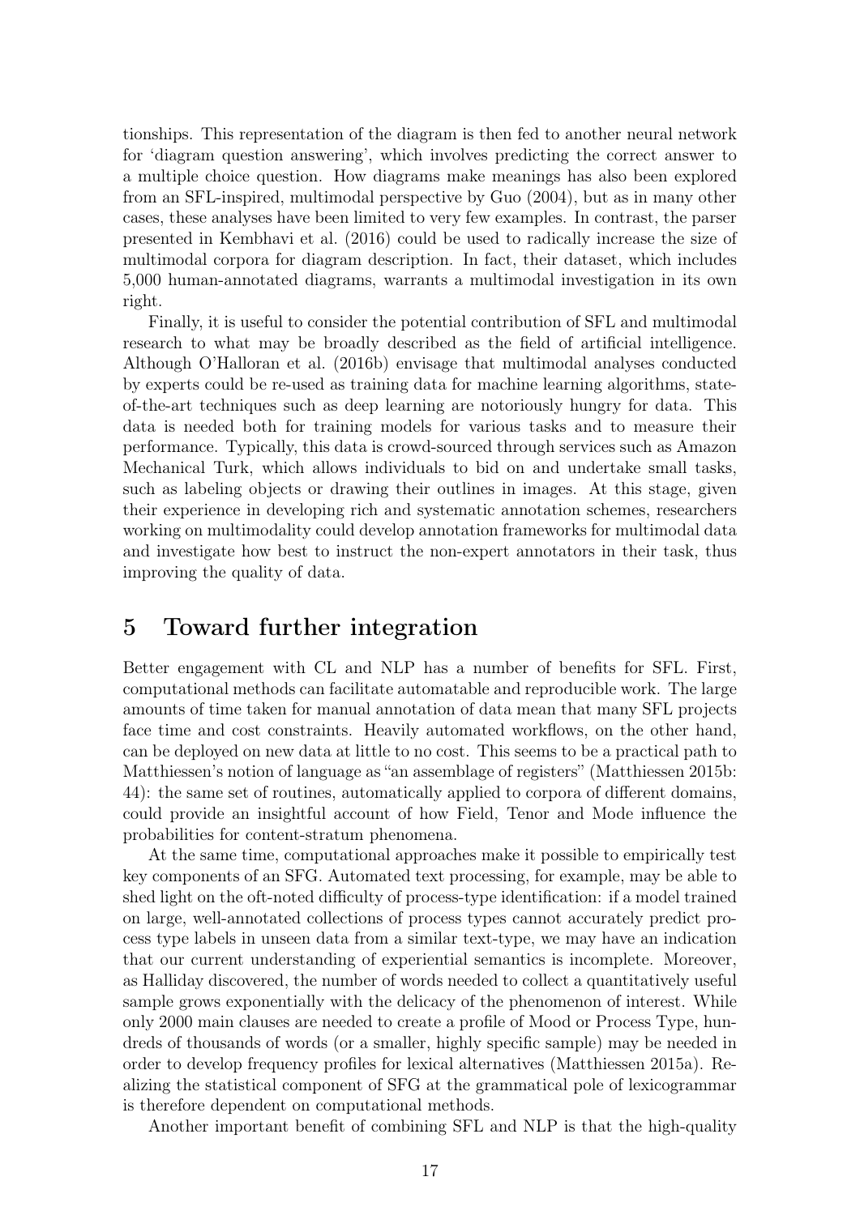tionships. This representation of the diagram is then fed to another neural network for 'diagram question answering', which involves predicting the correct answer to a multiple choice question. How diagrams make meanings has also been explored from an SFL-inspired, multimodal perspective by Guo (2004), but as in many other cases, these analyses have been limited to very few examples. In contrast, the parser presented in Kembhavi et al. (2016) could be used to radically increase the size of multimodal corpora for diagram description. In fact, their dataset, which includes 5,000 human-annotated diagrams, warrants a multimodal investigation in its own right.

Finally, it is useful to consider the potential contribution of SFL and multimodal research to what may be broadly described as the field of artificial intelligence. Although O'Halloran et al. (2016b) envisage that multimodal analyses conducted by experts could be re-used as training data for machine learning algorithms, state-of-the-art techniques such as deep learning are notoriously hungry for data. This data is needed both for training models for various tasks and to measure their performance. Typically, this data is crowd-sourced through services such as Amazon Mechanical Turk, which allows individuals to bid on and undertake small tasks, such as labeling objects or drawing their outlines in images. At this stage, given their experience in developing rich and systematic annotation schemes, researchers working on multimodality could develop annotation frameworks for multimodal data and investigate how best to instruct the non-expert annotators in their task, thus improving the quality of data.

# 5 Toward further integration

Better engagement with CL and NLP has a number of benefits for SFL. First, computational methods can facilitate automatable and reproducible work. The large amounts of time taken for manual annotation of data mean that many SFL projects face time and cost constraints. Heavily automated workflows, on the other hand, can be deployed on new data at little to no cost. This seems to be a practical path to Matthiessen's notion of language as "an assemblage of registers" (Matthiessen 2015b: 44): the same set of routines, automatically applied to corpora of different domains, could provide an insightful account of how Field, Tenor and Mode influence the probabilities for content-stratum phenomena.

At the same time, computational approaches make it possible to empirically test key components of an SFG. Automated text processing, for example, may be able to shed light on the oft-noted difficulty of process-type identification: if a model trained on large, well-annotated collections of process types cannot accurately predict process type labels in unseen data from a similar text-type, we may have an indication that our current understanding of experiential semantics is incomplete. Moreover, as Halliday discovered, the number of words needed to collect a quantitatively useful sample grows exponentially with the delicacy of the phenomenon of interest. While only 2000 main clauses are needed to create a profile of Mood or Process Type, hundreds of thousands of words (or a smaller, highly specific sample) may be needed in order to develop frequency profiles for lexical alternatives (Matthiessen 2015a). Realizing the statistical component of SFG at the grammatical pole of lexicogrammar is therefore dependent on computational methods.

Another important benefit of combining SFL and NLP is that the high-quality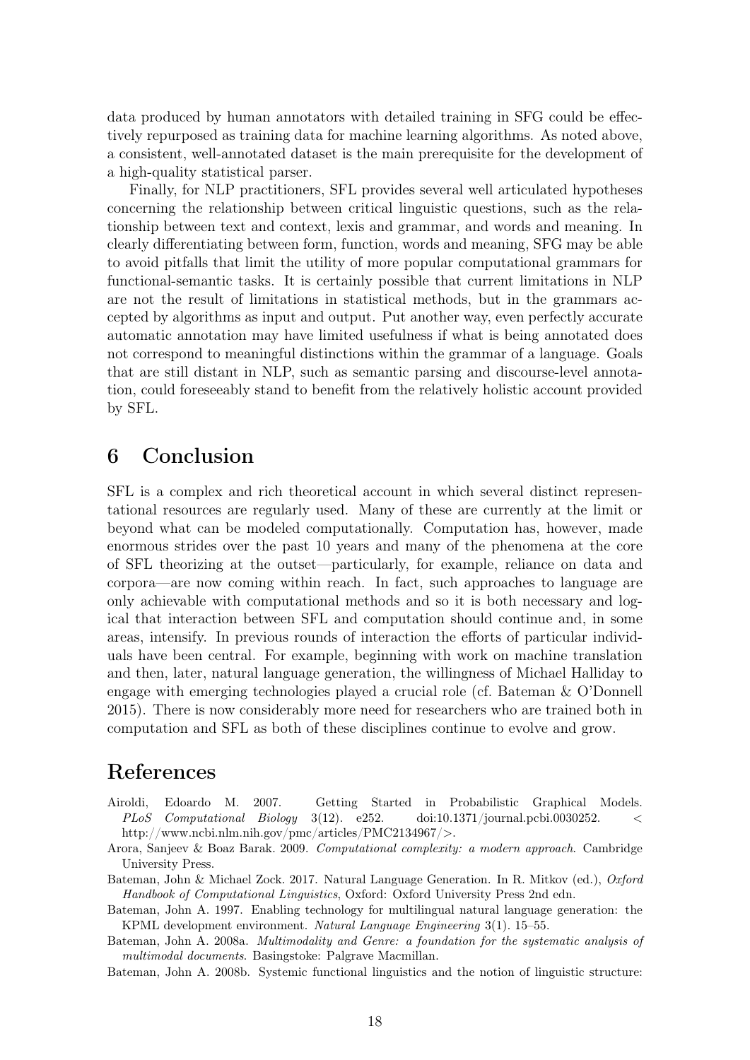data produced by human annotators with detailed training in SFG could be effectively repurposed as training data for machine learning algorithms. As noted above, a consistent, well-annotated dataset is the main prerequisite for the development of a high-quality statistical parser.

Finally, for NLP practitioners, SFL provides several well articulated hypotheses concerning the relationship between critical linguistic questions, such as the relationship between text and context, lexis and grammar, and words and meaning. In clearly differentiating between form, function, words and meaning, SFG may be able to avoid pitfalls that limit the utility of more popular computational grammars for functional-semantic tasks. It is certainly possible that current limitations in NLP are not the result of limitations in statistical methods, but in the grammars accepted by algorithms as input and output. Put another way, even perfectly accurate automatic annotation may have limited usefulness if what is being annotated does not correspond to meaningful distinctions within the grammar of a language. Goals that are still distant in NLP, such as semantic parsing and discourse-level annotation, could foreseeably stand to benefit from the relatively holistic account provided by SFL.

## 6 Conclusion

SFL is a complex and rich theoretical account in which several distinct representational resources are regularly used. Many of these are currently at the limit or beyond what can be modeled computationally. Computation has, however, made enormous strides over the past 10 years and many of the phenomena at the core of SFL theorizing at the outset—particularly, for example, reliance on data and corpora—are now coming within reach. In fact, such approaches to language are only achievable with computational methods and so it is both necessary and logical that interaction between SFL and computation should continue and, in some areas, intensify. In previous rounds of interaction the efforts of particular individuals have been central. For example, beginning with work on machine translation and then, later, natural language generation, the willingness of Michael Halliday to engage with emerging technologies played a crucial role (cf. Bateman & O'Donnell 2015). There is now considerably more need for researchers who are trained both in computation and SFL as both of these disciplines continue to evolve and grow.

## References

Airoldi, Edoardo M. 2007. Getting Started in Probabilistic Graphical Models. *PLoS Computational Biology* 3(12). e252. doi:10.1371/journal.pcbi.0030252. < http://www.ncbi.nlm.nih.gov/pmc/articles/PMC2134967/>.

Arora, Sanjeev & Boaz Barak. 2009. *Computational complexity: a modern approach*. Cambridge University Press.

Bateman, John & Michael Zock. 2017. Natural Language Generation. In R. Mitkov (ed.), *Oxford Handbook of Computational Linguistics*, Oxford: Oxford University Press 2nd edn.

Bateman, John A. 1997. Enabling technology for multilingual natural language generation: the KPML development environment. *Natural Language Engineering* 3(1). 15–55.

Bateman, John A. 2008a. *Multimodality and Genre: a foundation for the systematic analysis of multimodal documents*. Basingstoke: Palgrave Macmillan.

Bateman, John A. 2008b. Systemic functional linguistics and the notion of linguistic structure: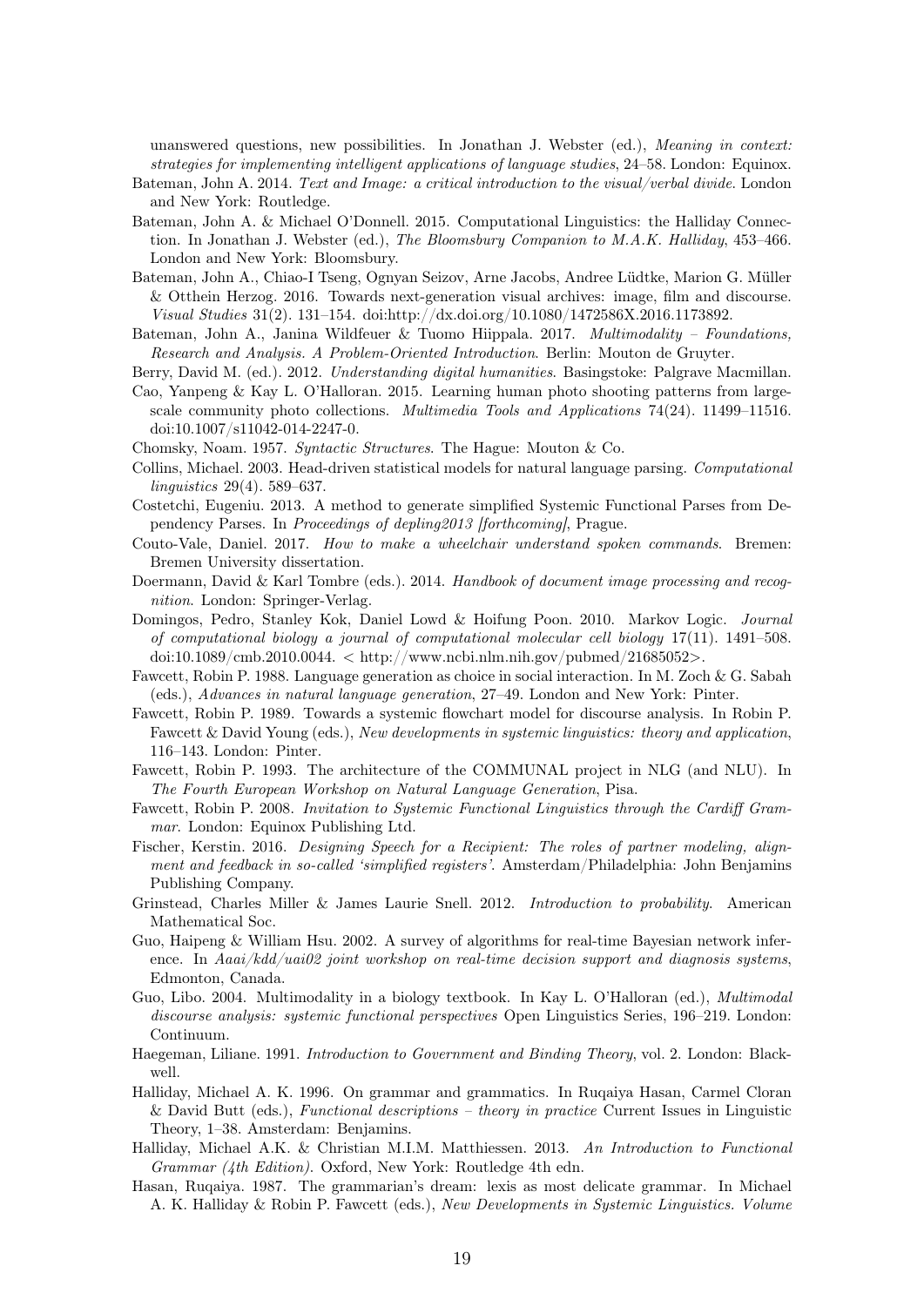unanswered questions, new possibilities. In Jonathan J. Webster (ed.), *Meaning in context: strategies for implementing intelligent applications of language studies*, 24–58. London: Equinox.

Bateman, John A. 2014. *Text and Image: a critical introduction to the visual/verbal divide*. London and New York: Routledge.

Bateman, John A. & Michael O'Donnell. 2015. Computational Linguistics: the Halliday Connection. In Jonathan J. Webster (ed.), *The Bloomsbury Companion to M.A.K. Halliday*, 453–466. London and New York: Bloomsbury.

Bateman, John A., Chiao-I Tseng, Ognyan Seizov, Arne Jacobs, Andree Lüdtke, Marion G. Müller & Otthein Herzog. 2016. Towards next-generation visual archives: image, film and discourse. *Visual Studies* 31(2). 131–154. doi:http://dx.doi.org/10.1080/1472586X.2016.1173892.

Bateman, John A., Janina Wildfeuer & Tuomo Hiippala. 2017. *Multimodality – Foundations, Research and Analysis. A Problem-Oriented Introduction*. Berlin: Mouton de Gruyter.

Berry, David M. (ed.). 2012. *Understanding digital humanities*. Basingstoke: Palgrave Macmillan.

Cao, Yanpeng & Kay L. O'Halloran. 2015. Learning human photo shooting patterns from large-scale community photo collections. *Multimedia Tools and Applications* 74(24). 11499–11516. doi:10.1007/s11042-014-2247-0.

Chomsky, Noam. 1957. *Syntactic Structures*. The Hague: Mouton & Co.

Collins, Michael. 2003. Head-driven statistical models for natural language parsing. *Computational linguistics* 29(4). 589–637.

Costetchi, Eugeniu. 2013. A method to generate simplified Systemic Functional Parses from Dependency Parses. In *Proceedings of depling2013 [forthcoming]*, Prague.

Couto-Vale, Daniel. 2017. *How to make a wheelchair understand spoken commands*. Bremen: Bremen University dissertation.

Doermann, David & Karl Tombre (eds.). 2014. *Handbook of document image processing and recognition*. London: Springer-Verlag.

Domingos, Pedro, Stanley Kok, Daniel Lowd & Hoifung Poon. 2010. Markov Logic. *Journal of computational biology a journal of computational molecular cell biology* 17(11). 1491–508. doi:10.1089/cmb.2010.0044. < http://www.ncbi.nlm.nih.gov/pubmed/21685052>.

Fawcett, Robin P. 1988. Language generation as choice in social interaction. In M. Zoch & G. Sabah (eds.), *Advances in natural language generation*, 27–49. London and New York: Pinter.

Fawcett, Robin P. 1989. Towards a systemic flowchart model for discourse analysis. In Robin P. Fawcett & David Young (eds.), *New developments in systemic linguistics: theory and application*, 116–143. London: Pinter.

Fawcett, Robin P. 1993. The architecture of the COMMUNAL project in NLG (and NLU). In *The Fourth European Workshop on Natural Language Generation*, Pisa.

Fawcett, Robin P. 2008. *Invitation to Systemic Functional Linguistics through the Cardiff Grammar*. London: Equinox Publishing Ltd.

Fischer, Kerstin. 2016. *Designing Speech for a Recipient: The roles of partner modeling, alignment and feedback in so-called 'simplified registers'*. Amsterdam/Philadelphia: John Benjamins Publishing Company.

Grinstead, Charles Miller & James Laurie Snell. 2012. *Introduction to probability*. American Mathematical Soc.

Guo, Haipeng & William Hsu. 2002. A survey of algorithms for real-time Bayesian network inference. In *Aaai/kdd/uai02 joint workshop on real-time decision support and diagnosis systems*, Edmonton, Canada.

Guo, Libo. 2004. Multimodality in a biology textbook. In Kay L. O'Halloran (ed.), *Multimodal discourse analysis: systemic functional perspectives* Open Linguistics Series, 196–219. London: Continuum.

Haegeman, Liliane. 1991. *Introduction to Government and Binding Theory*, vol. 2. London: Blackwell.

Halliday, Michael A. K. 1996. On grammar and grammatics. In Ruqaiya Hasan, Carmel Cloran & David Butt (eds.), *Functional descriptions – theory in practice* Current Issues in Linguistic Theory, 1–38. Amsterdam: Benjamins.

Halliday, Michael A.K. & Christian M.I.M. Matthiessen. 2013. *An Introduction to Functional Grammar (4th Edition)*. Oxford, New York: Routledge 4th edn.

Hasan, Ruqaiya. 1987. The grammarian's dream: lexis as most delicate grammar. In Michael A. K. Halliday & Robin P. Fawcett (eds.), *New Developments in Systemic Linguistics. Volume*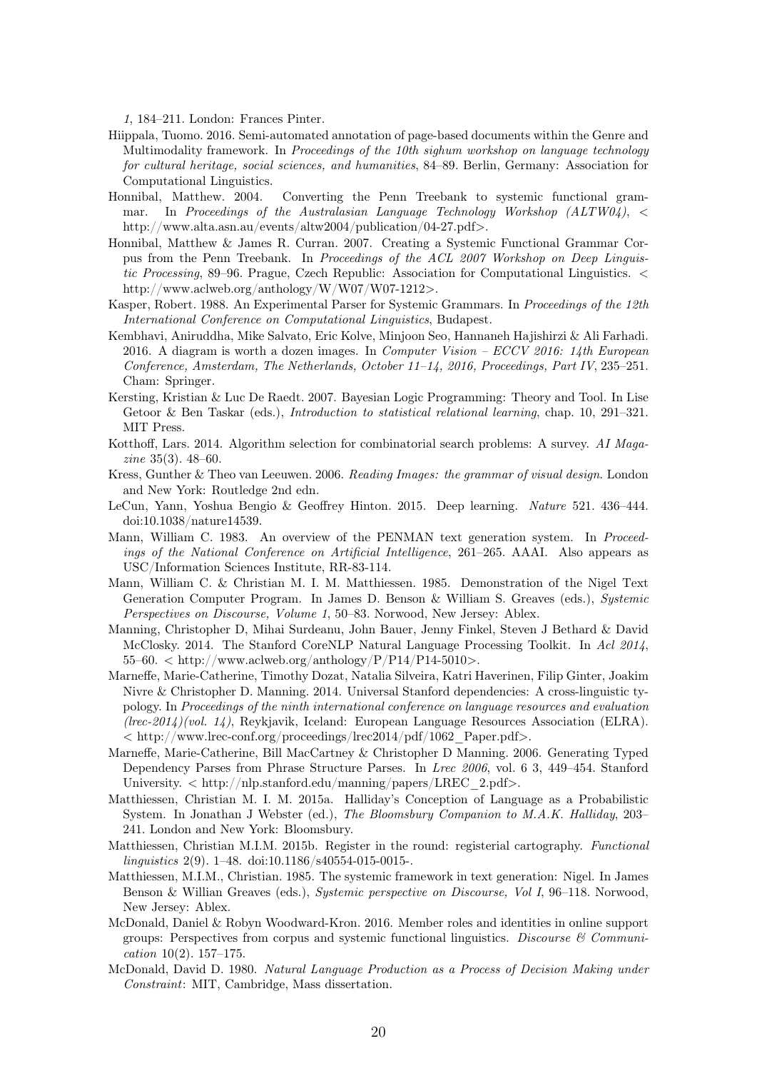*1*, 184–211. London: Frances Pinter.

Hiippala, Tuomo. 2016. Semi-automated annotation of page-based documents within the Genre and Multimodality framework. In *Proceedings of the 10th sighum workshop on language technology for cultural heritage, social sciences, and humanities*, 84–89. Berlin, Germany: Association for Computational Linguistics.

Honnibal, Matthew. 2004. Converting the Penn Treebank to systemic functional grammar. In *Proceedings of the Australasian Language Technology Workshop (ALTW04)*, < http://www.alta.asn.au/events/altw2004/publication/04-27.pdf>.

Honnibal, Matthew & James R. Curran. 2007. Creating a Systemic Functional Grammar Corpus from the Penn Treebank. In *Proceedings of the ACL 2007 Workshop on Deep Linguistic Processing*, 89–96. Prague, Czech Republic: Association for Computational Linguistics. < http://www.aclweb.org/anthology/W/W07/W07-1212>.

Kasper, Robert. 1988. An Experimental Parser for Systemic Grammars. In *Proceedings of the 12th International Conference on Computational Linguistics*, Budapest.

Kembhavi, Aniruddha, Mike Salvato, Eric Kolve, Minjoon Seo, Hannaneh Hajishirzi & Ali Farhadi. 2016. A diagram is worth a dozen images. In *Computer Vision – ECCV 2016: 14th European Conference, Amsterdam, The Netherlands, October 11–14, 2016, Proceedings, Part IV*, 235–251. Cham: Springer.

Kersting, Kristian & Luc De Raedt. 2007. Bayesian Logic Programming: Theory and Tool. In Lise Getoor & Ben Taskar (eds.), *Introduction to statistical relational learning*, chap. 10, 291–321. MIT Press.

Kotthoff, Lars. 2014. Algorithm selection for combinatorial search problems: A survey. *AI Magazine* 35(3). 48–60.

Kress, Gunther & Theo van Leeuwen. 2006. *Reading Images: the grammar of visual design*. London and New York: Routledge 2nd edn.

LeCun, Yann, Yoshua Bengio & Geoffrey Hinton. 2015. Deep learning. *Nature* 521. 436–444. doi:10.1038/nature14539.

Mann, William C. 1983. An overview of the PENMAN text generation system. In *Proceedings of the National Conference on Artificial Intelligence*, 261–265. AAAI. Also appears as USC/Information Sciences Institute, RR-83-114.

Mann, William C. & Christian M. I. M. Matthiessen. 1985. Demonstration of the Nigel Text Generation Computer Program. In James D. Benson & William S. Greaves (eds.), *Systemic Perspectives on Discourse, Volume 1*, 50–83. Norwood, New Jersey: Ablex.

Manning, Christopher D, Mihai Surdeanu, John Bauer, Jenny Finkel, Steven J Bethard & David McClosky. 2014. The Stanford CoreNLP Natural Language Processing Toolkit. In *Acl 2014*, 55–60. < http://www.aclweb.org/anthology/P/P14/P14-5010>.

Marneffe, Marie-Catherine, Timothy Dozat, Natalia Silveira, Katri Haverinen, Filip Ginter, Joakim Nivre & Christopher D. Manning. 2014. Universal Stanford dependencies: A cross-linguistic typology. In *Proceedings of the ninth international conference on language resources and evaluation (lrec-2014)(vol. 14)*, Reykjavik, Iceland: European Language Resources Association (ELRA). < http://www.lrec-conf.org/proceedings/lrec2014/pdf/1062_Paper.pdf>.

Marneffe, Marie-Catherine, Bill MacCartney & Christopher D Manning. 2006. Generating Typed Dependency Parses from Phrase Structure Parses. In *Lrec 2006*, vol. 6 3, 449–454. Stanford University. < http://nlp.stanford.edu/manning/papers/LREC_2.pdf>.

Matthiessen, Christian M. I. M. 2015a. Halliday's Conception of Language as a Probabilistic System. In Jonathan J Webster (ed.), *The Bloomsbury Companion to M.A.K. Halliday*, 203–241. London and New York: Bloomsbury.

Matthiessen, Christian M.I.M. 2015b. Register in the round: registerial cartography. *Functional linguistics* 2(9). 1–48. doi:10.1186/s40554-015-0015-.

Matthiessen, M.I.M., Christian. 1985. The systemic framework in text generation: Nigel. In James Benson & Willian Greaves (eds.), *Systemic perspective on Discourse, Vol I*, 96–118. Norwood, New Jersey: Ablex.

McDonald, Daniel & Robyn Woodward-Kron. 2016. Member roles and identities in online support groups: Perspectives from corpus and systemic functional linguistics. *Discourse & Communication* 10(2). 157–175.

McDonald, David D. 1980. *Natural Language Production as a Process of Decision Making under Constraint*: MIT, Cambridge, Mass dissertation.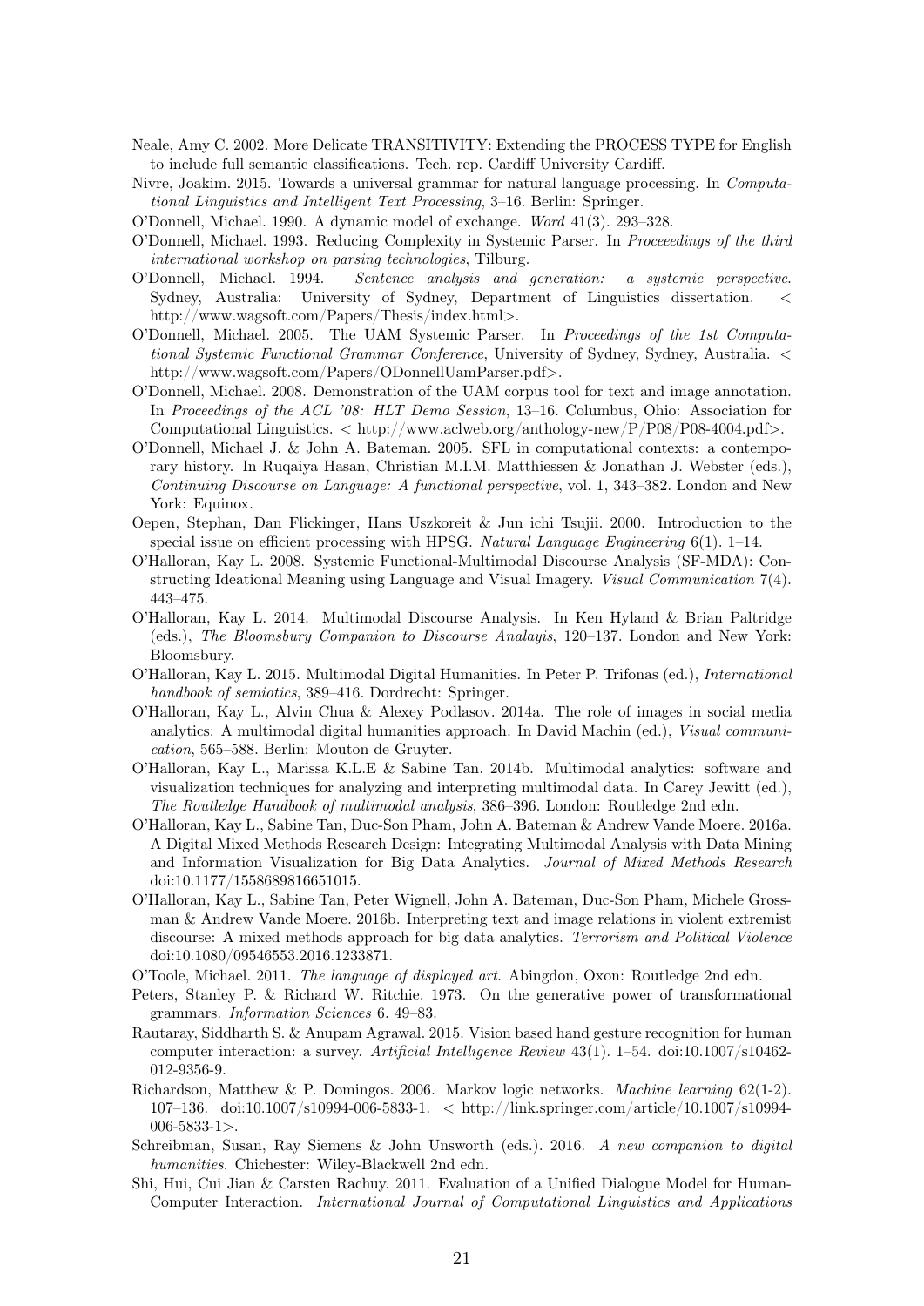Neale, Amy C. 2002. More Delicate TRANSITIVITY: Extending the PROCESS TYPE for English to include full semantic classifications. Tech. rep. Cardiff University Cardiff.

Nivre, Joakim. 2015. Towards a universal grammar for natural language processing. In *Computational Linguistics and Intelligent Text Processing*, 3–16. Berlin: Springer.

O'Donnell, Michael. 1990. A dynamic model of exchange. *Word* 41(3). 293–328.

O'Donnell, Michael. 1993. Reducing Complexity in Systemic Parser. In *Proceeedings of the third international workshop on parsing technologies*, Tilburg.

O'Donnell, Michael. 1994. *Sentence analysis and generation: a systemic perspective*. Sydney, Australia: University of Sydney, Department of Linguistics dissertation. < http://www.wagsoft.com/Papers/Thesis/index.html>.

O'Donnell, Michael. 2005. The UAM Systemic Parser. In *Proceedings of the 1st Computational Systemic Functional Grammar Conference*, University of Sydney, Sydney, Australia. < http://www.wagsoft.com/Papers/ODonnellUamParser.pdf>.

O'Donnell, Michael. 2008. Demonstration of the UAM corpus tool for text and image annotation. In *Proceedings of the ACL '08: HLT Demo Session*, 13–16. Columbus, Ohio: Association for Computational Linguistics. < http://www.aclweb.org/anthology-new/P/P08/P08-4004.pdf>.

O'Donnell, Michael J. & John A. Bateman. 2005. SFL in computational contexts: a contemporary history. In Ruqaiya Hasan, Christian M.I.M. Matthiessen & Jonathan J. Webster (eds.), *Continuing Discourse on Language: A functional perspective*, vol. 1, 343–382. London and New York: Equinox.

Oepen, Stephan, Dan Flickinger, Hans Uszkoreit & Jun ichi Tsujii. 2000. Introduction to the special issue on efficient processing with HPSG. *Natural Language Engineering* 6(1). 1–14.

O'Halloran, Kay L. 2008. Systemic Functional-Multimodal Discourse Analysis (SF-MDA): Constructing Ideational Meaning using Language and Visual Imagery. *Visual Communication* 7(4). 443–475.

O'Halloran, Kay L. 2014. Multimodal Discourse Analysis. In Ken Hyland & Brian Paltridge (eds.), *The Bloomsbury Companion to Discourse Analayis*, 120–137. London and New York: Bloomsbury.

O'Halloran, Kay L. 2015. Multimodal Digital Humanities. In Peter P. Trifonas (ed.), *International handbook of semiotics*, 389–416. Dordrecht: Springer.

O'Halloran, Kay L., Alvin Chua & Alexey Podlasov. 2014a. The role of images in social media analytics: A multimodal digital humanities approach. In David Machin (ed.), *Visual communication*, 565–588. Berlin: Mouton de Gruyter.

O'Halloran, Kay L., Marissa K.L.E & Sabine Tan. 2014b. Multimodal analytics: software and visualization techniques for analyzing and interpreting multimodal data. In Carey Jewitt (ed.), *The Routledge Handbook of multimodal analysis*, 386–396. London: Routledge 2nd edn.

O'Halloran, Kay L., Sabine Tan, Duc-Son Pham, John A. Bateman & Andrew Vande Moere. 2016a. A Digital Mixed Methods Research Design: Integrating Multimodal Analysis with Data Mining and Information Visualization for Big Data Analytics. *Journal of Mixed Methods Research* doi:10.1177/1558689816651015.

O'Halloran, Kay L., Sabine Tan, Peter Wignell, John A. Bateman, Duc-Son Pham, Michele Grossman & Andrew Vande Moere. 2016b. Interpreting text and image relations in violent extremist discourse: A mixed methods approach for big data analytics. *Terrorism and Political Violence* doi:10.1080/09546553.2016.1233871.

O'Toole, Michael. 2011. *The language of displayed art*. Abingdon, Oxon: Routledge 2nd edn.

Peters, Stanley P. & Richard W. Ritchie. 1973. On the generative power of transformational grammars. *Information Sciences* 6. 49–83.

Rautaray, Siddharth S. & Anupam Agrawal. 2015. Vision based hand gesture recognition for human computer interaction: a survey. *Artificial Intelligence Review* 43(1). 1–54. doi:10.1007/s10462-012-9356-9.

Richardson, Matthew & P. Domingos. 2006. Markov logic networks. *Machine learning* 62(1-2). 107–136. doi:10.1007/s10994-006-5833-1. < http://link.springer.com/article/10.1007/s10994-006-5833-1>.

Schreibman, Susan, Ray Siemens & John Unsworth (eds.). 2016. *A new companion to digital humanities*. Chichester: Wiley-Blackwell 2nd edn.

Shi, Hui, Cui Jian & Carsten Rachuy. 2011. Evaluation of a Unified Dialogue Model for Human-Computer Interaction. *International Journal of Computational Linguistics and Applications*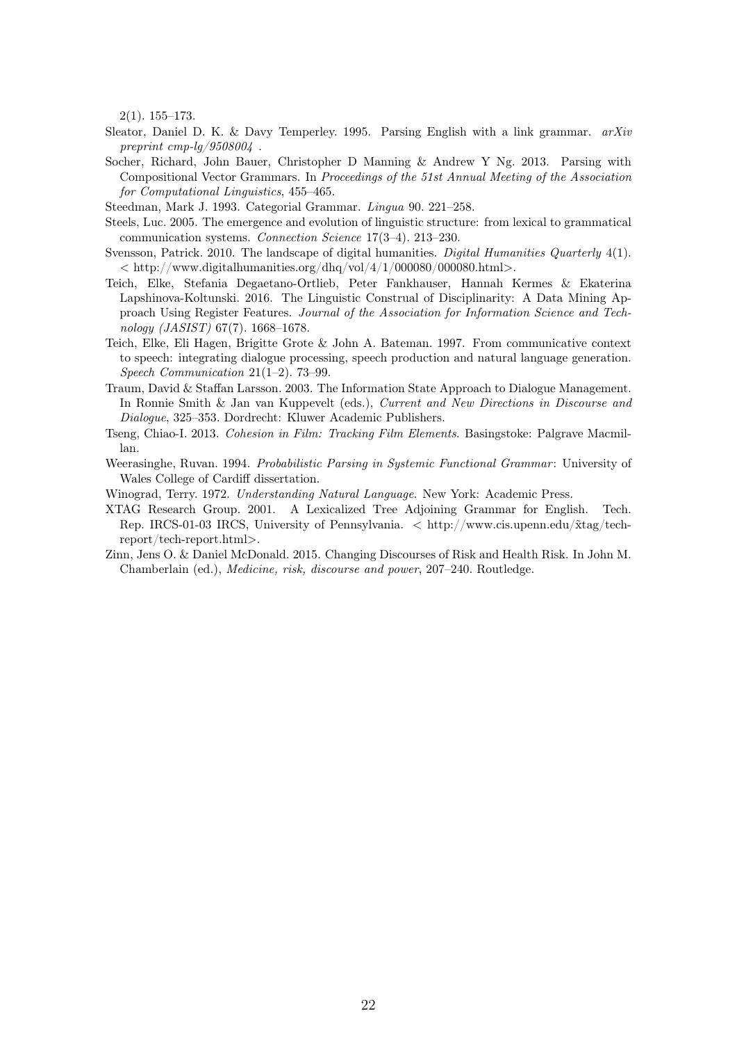2(1). 155–173.

Sleator, Daniel D. K. & Davy Temperley. 1995. Parsing English with a link grammar. *arXiv preprint cmp-lg/9508004* .

Socher, Richard, John Bauer, Christopher D Manning & Andrew Y Ng. 2013. Parsing with Compositional Vector Grammars. In *Proceedings of the 51st Annual Meeting of the Association for Computational Linguistics*, 455–465.

Steedman, Mark J. 1993. Categorial Grammar. *Lingua* 90. 221–258.

Steels, Luc. 2005. The emergence and evolution of linguistic structure: from lexical to grammatical communication systems. *Connection Science* 17(3–4). 213–230.

Svensson, Patrick. 2010. The landscape of digital humanities. *Digital Humanities Quarterly* 4(1). < http://www.digitalhumanities.org/dhq/vol/4/1/000080/000080.html>.

Teich, Elke, Stefania Degaetano-Ortlieb, Peter Fankhauser, Hannah Kermes & Ekaterina Lapshinova-Koltunski. 2016. The Linguistic Construal of Disciplinarity: A Data Mining Approach Using Register Features. *Journal of the Association for Information Science and Technology (JASIST)* 67(7). 1668–1678.

Teich, Elke, Eli Hagen, Brigitte Grote & John A. Bateman. 1997. From communicative context to speech: integrating dialogue processing, speech production and natural language generation. *Speech Communication* 21(1–2). 73–99.

Traum, David & Staffan Larsson. 2003. The Information State Approach to Dialogue Management. In Ronnie Smith & Jan van Kuppevelt (eds.), *Current and New Directions in Discourse and Dialogue*, 325–353. Dordrecht: Kluwer Academic Publishers.

Tseng, Chiao-I. 2013. *Cohesion in Film: Tracking Film Elements*. Basingstoke: Palgrave Macmillan.

Weerasinghe, Ruvan. 1994. *Probabilistic Parsing in Systemic Functional Grammar*: University of Wales College of Cardiff dissertation.

Winograd, Terry. 1972. *Understanding Natural Language*. New York: Academic Press.

XTAG Research Group. 2001. A Lexicalized Tree Adjoining Grammar for English. Tech. Rep. IRCS-01-03 IRCS, University of Pennsylvania. < http://www.cis.upenn.edu/~xtag/tech-report/tech-report.html>.

Zinn, Jens O. & Daniel McDonald. 2015. Changing Discourses of Risk and Health Risk. In John M. Chamberlain (ed.), *Medicine, risk, discourse and power*, 207–240. Routledge.